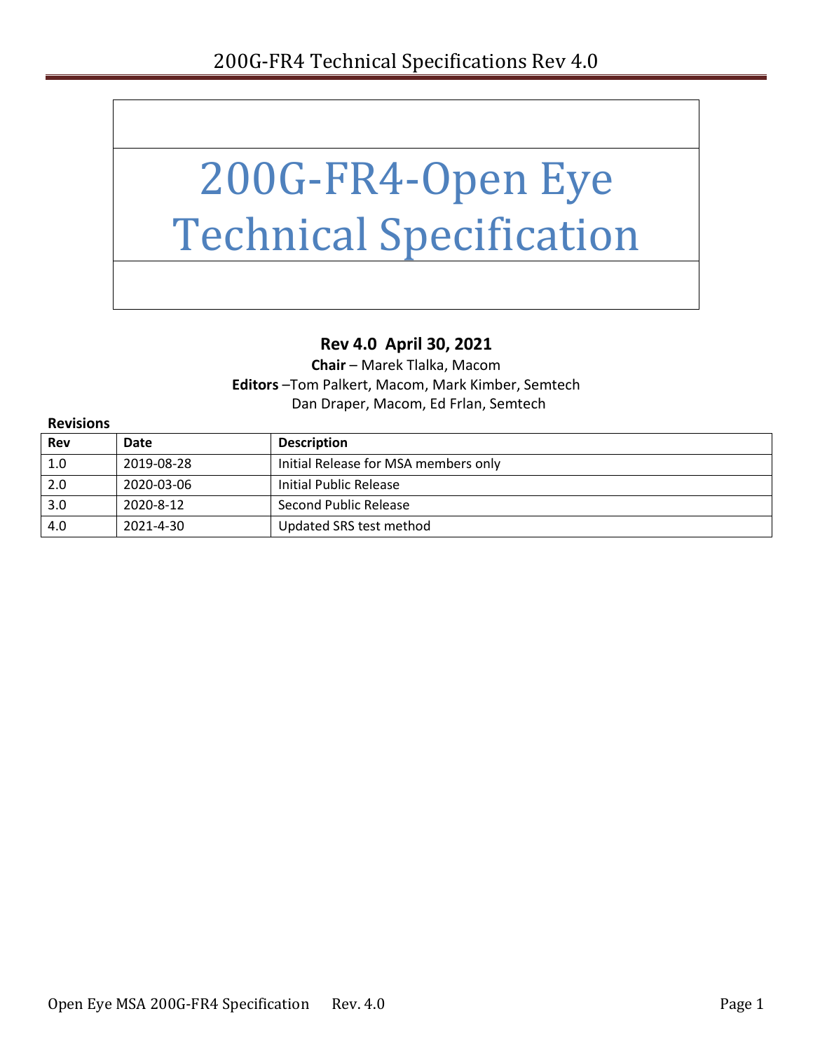# 200G-FR4-Open Eye Technical Specification

**Rev 4.0 April 30, 2021**

**Chair** – Marek Tlalka, Macom

**Editors** –Tom Palkert, Macom, Mark Kimber, Semtech
Dan Draper, Macom, Ed Frlan, Semtech

**Revisions**

| Rev | Date | Description |
|---|---|---|
| 1.0 | 2019-08-28 | Initial Release for MSA members only |
| 2.0 | 2020-03-06 | Initial Public Release |
| 3.0 | 2020-8-12 | Second Public Release |
| 4.0 | 2021-4-30 | Updated SRS test method |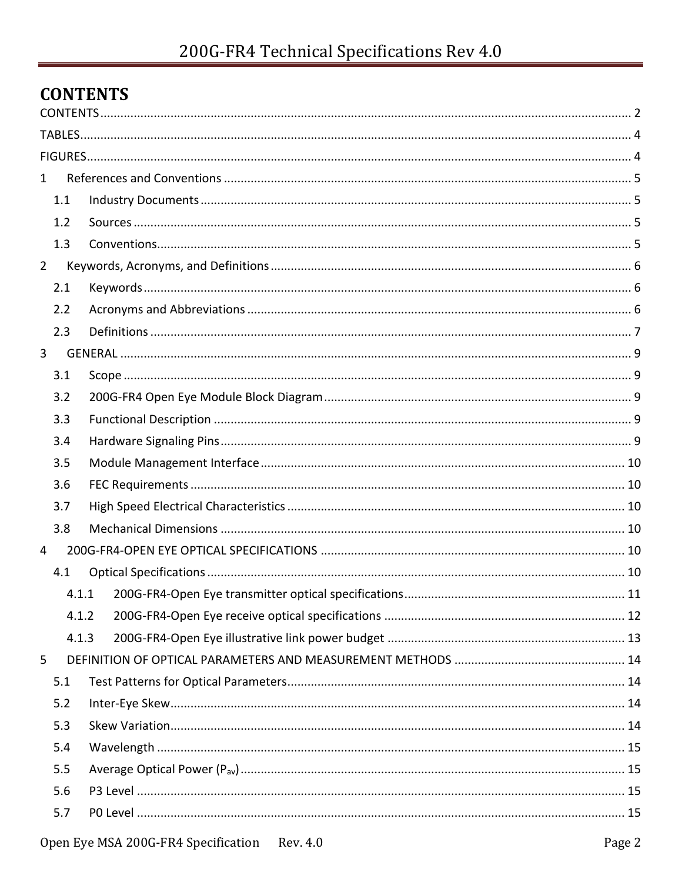# CONTENTS

CONTENTS ..... 2
TABLES ..... 4
FIGURES ..... 4
1 References and Conventions ..... 5
  1.1 Industry Documents ..... 5
  1.2 Sources ..... 5
  1.3 Conventions ..... 5
2 Keywords, Acronyms, and Definitions ..... 6
  2.1 Keywords ..... 6
  2.2 Acronyms and Abbreviations ..... 6
  2.3 Definitions ..... 7
3 GENERAL ..... 9
  3.1 Scope ..... 9
  3.2 200G-FR4 Open Eye Module Block Diagram ..... 9
  3.3 Functional Description ..... 9
  3.4 Hardware Signaling Pins ..... 9
  3.5 Module Management Interface ..... 10
  3.6 FEC Requirements ..... 10
  3.7 High Speed Electrical Characteristics ..... 10
  3.8 Mechanical Dimensions ..... 10
4 200G-FR4-OPEN EYE OPTICAL SPECIFICATIONS ..... 10
  4.1 Optical Specifications ..... 10
    4.1.1 200G-FR4-Open Eye transmitter optical specifications ..... 11
    4.1.2 200G-FR4-Open Eye receive optical specifications ..... 12
    4.1.3 200G-FR4-Open Eye illustrative link power budget ..... 13
5 DEFINITION OF OPTICAL PARAMETERS AND MEASUREMENT METHODS ..... 14
  5.1 Test Patterns for Optical Parameters ..... 14
  5.2 Inter-Eye Skew ..... 14
  5.3 Skew Variation ..... 14
  5.4 Wavelength ..... 15
  5.5 Average Optical Power ($P_{av}$) ..... 15
  5.6 P3 Level ..... 15
  5.7 P0 Level ..... 15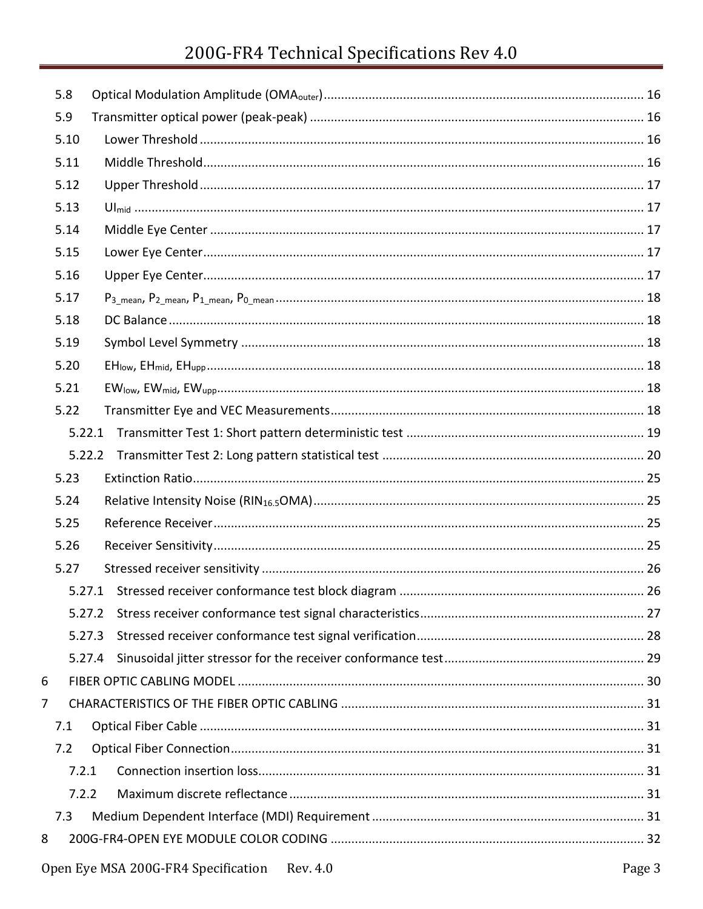5.8 Optical Modulation Amplitude ($OMA_{outer}$) ............ 16
5.9 Transmitter optical power (peak-peak) ............ 16
5.10 Lower Threshold ............ 16
5.11 Middle Threshold ............ 16
5.12 Upper Threshold ............ 17
5.13 $UI_{mid}$ ............ 17
5.14 Middle Eye Center ............ 17
5.15 Lower Eye Center ............ 17
5.16 Upper Eye Center ............ 17
5.17 $P_{3\_mean}$, $P_{2\_mean}$, $P_{1\_mean}$, $P_{0\_mean}$ ............ 18
5.18 DC Balance ............ 18
5.19 Symbol Level Symmetry ............ 18
5.20 $EH_{low}$, $EH_{mid}$, $EH_{upp}$ ............ 18
5.21 $EW_{low}$, $EW_{mid}$, $EW_{upp}$ ............ 18
5.22 Transmitter Eye and VEC Measurements ............ 18
5.22.1 Transmitter Test 1: Short pattern deterministic test ............ 19
5.22.2 Transmitter Test 2: Long pattern statistical test ............ 20
5.23 Extinction Ratio ............ 25
5.24 Relative Intensity Noise ($RIN_{16.5}OMA$) ............ 25
5.25 Reference Receiver ............ 25
5.26 Receiver Sensitivity ............ 25
5.27 Stressed receiver sensitivity ............ 26
5.27.1 Stressed receiver conformance test block diagram ............ 26
5.27.2 Stress receiver conformance test signal characteristics ............ 27
5.27.3 Stressed receiver conformance test signal verification ............ 28
5.27.4 Sinusoidal jitter stressor for the receiver conformance test ............ 29
6 FIBER OPTIC CABLING MODEL ............ 30
7 CHARACTERISTICS OF THE FIBER OPTIC CABLING ............ 31
7.1 Optical Fiber Cable ............ 31
7.2 Optical Fiber Connection ............ 31
7.2.1 Connection insertion loss ............ 31
7.2.2 Maximum discrete reflectance ............ 31
7.3 Medium Dependent Interface (MDI) Requirement ............ 31
8 200G-FR4-OPEN EYE MODULE COLOR CODING ............ 32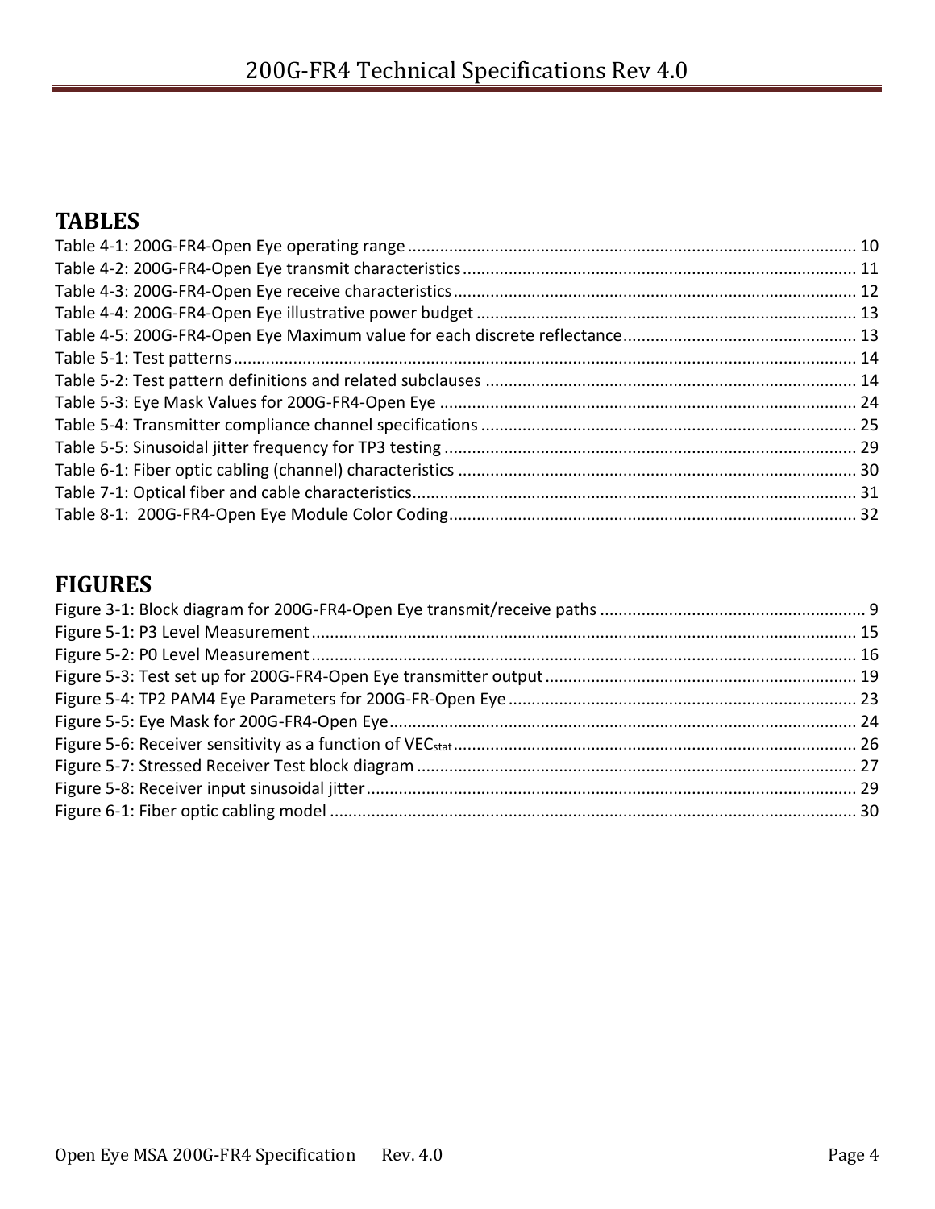# TABLES

Table 4-1: 200G-FR4-Open Eye operating range ........................................................................................ 10
Table 4-2: 200G-FR4-Open Eye transmit characteristics ............................................................................ 11
Table 4-3: 200G-FR4-Open Eye receive characteristics .............................................................................. 12
Table 4-4: 200G-FR4-Open Eye illustrative power budget .......................................................................... 13
Table 4-5: 200G-FR4-Open Eye Maximum value for each discrete reflectance .......................................... 13
Table 5-1: Test patterns ............................................................................................................................. 14
Table 5-2: Test pattern definitions and related subclauses ....................................................................... 14
Table 5-3: Eye Mask Values for 200G-FR4-Open Eye ................................................................................. 24
Table 5-4: Transmitter compliance channel specifications ........................................................................ 25
Table 5-5: Sinusoidal jitter frequency for TP3 testing ................................................................................ 29
Table 6-1: Fiber optic cabling (channel) characteristics ............................................................................. 30
Table 7-1: Optical fiber and cable characteristics ....................................................................................... 31
Table 8-1: 200G-FR4-Open Eye Module Color Coding ................................................................................ 32

# FIGURES

Figure 3-1: Block diagram for 200G-FR4-Open Eye transmit/receive paths ................................................. 9
Figure 5-1: P3 Level Measurement ............................................................................................................ 15
Figure 5-2: P0 Level Measurement ............................................................................................................ 16
Figure 5-3: Test set up for 200G-FR4-Open Eye transmitter output .......................................................... 19
Figure 5-4: TP2 PAM4 Eye Parameters for 200G-FR-Open Eye .................................................................. 23
Figure 5-5: Eye Mask for 200G-FR4-Open Eye ............................................................................................ 24
Figure 5-6: Receiver sensitivity as a function of $VEC_{stat}$ ...................................................................... 26
Figure 5-7: Stressed Receiver Test block diagram ...................................................................................... 27
Figure 5-8: Receiver input sinusoidal jitter ................................................................................................. 29
Figure 6-1: Fiber optic cabling model ........................................................................................................ 30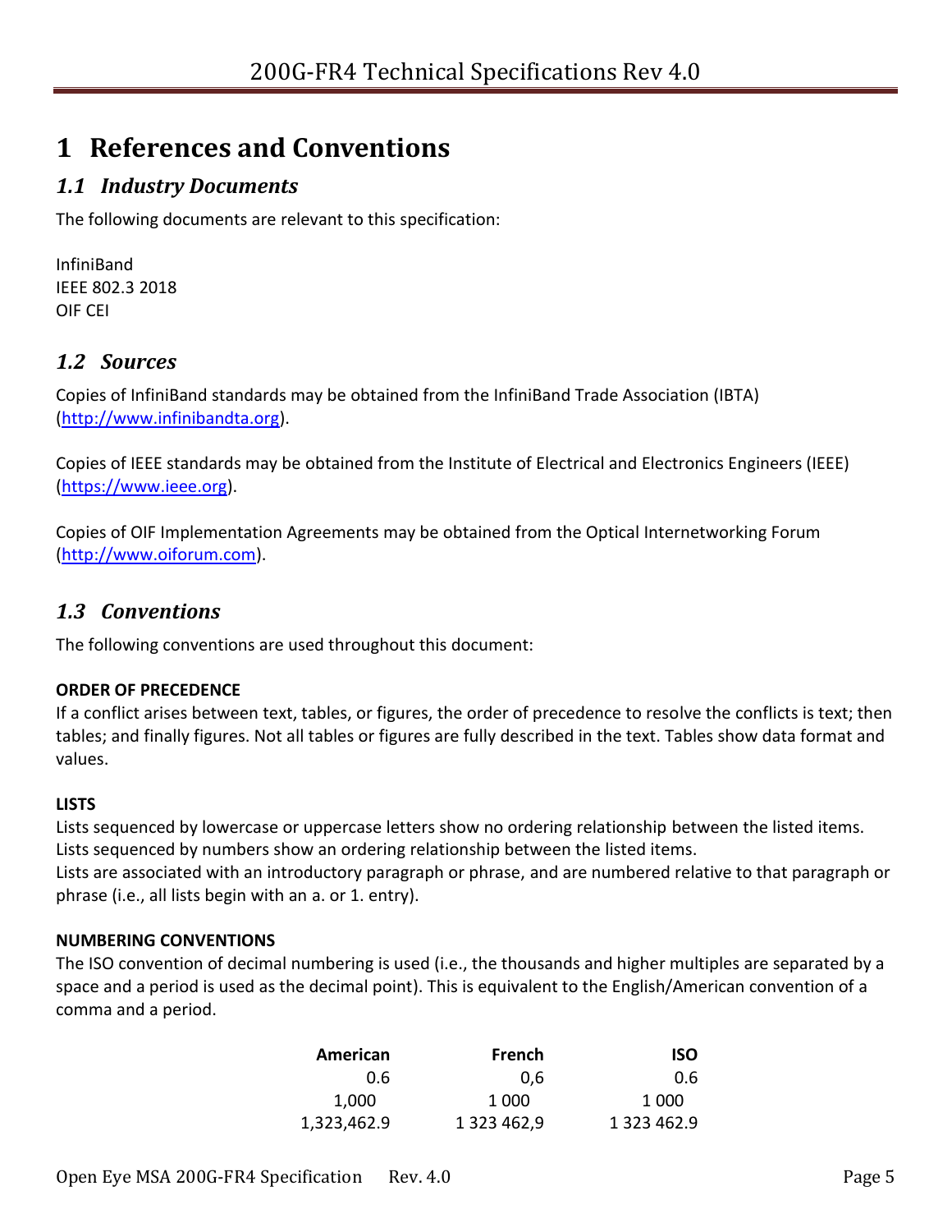# 1 References and Conventions

## *1.1 Industry Documents*

The following documents are relevant to this specification:

InfiniBand
IEEE 802.3 2018
OIF CEI

## *1.2 Sources*

Copies of InfiniBand standards may be obtained from the InfiniBand Trade Association (IBTA) (http://www.infinibandta.org).

Copies of IEEE standards may be obtained from the Institute of Electrical and Electronics Engineers (IEEE) (https://www.ieee.org).

Copies of OIF Implementation Agreements may be obtained from the Optical Internetworking Forum (http://www.oiforum.com).

## *1.3 Conventions*

The following conventions are used throughout this document:

**ORDER OF PRECEDENCE**
If a conflict arises between text, tables, or figures, the order of precedence to resolve the conflicts is text; then tables; and finally figures. Not all tables or figures are fully described in the text. Tables show data format and values.

**LISTS**
Lists sequenced by lowercase or uppercase letters show no ordering relationship between the listed items.
Lists sequenced by numbers show an ordering relationship between the listed items.
Lists are associated with an introductory paragraph or phrase, and are numbered relative to that paragraph or phrase (i.e., all lists begin with an a. or 1. entry).

**NUMBERING CONVENTIONS**
The ISO convention of decimal numbering is used (i.e., the thousands and higher multiples are separated by a space and a period is used as the decimal point). This is equivalent to the English/American convention of a comma and a period.

| American | French | ISO |
|---:|---:|---:|
| 0.6 | 0,6 | 0.6 |
| 1,000 | 1 000 | 1 000 |
| 1,323,462.9 | 1 323 462,9 | 1 323 462.9 |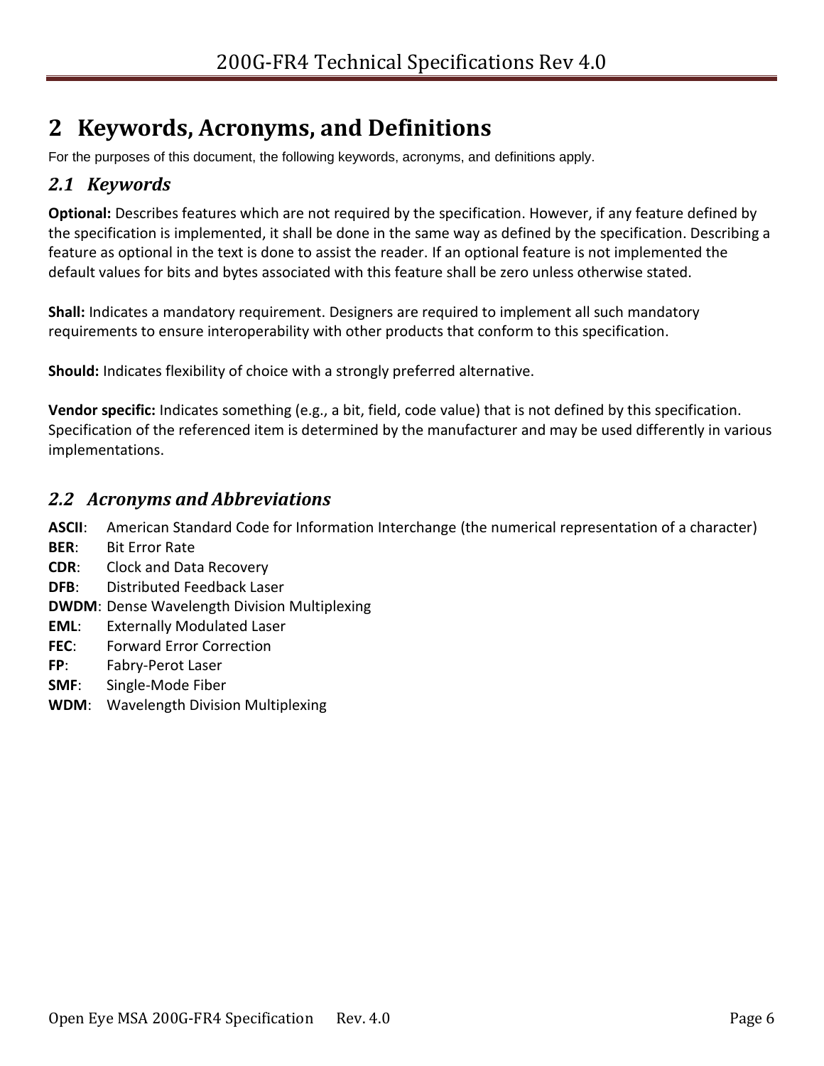# 2 Keywords, Acronyms, and Definitions

For the purposes of this document, the following keywords, acronyms, and definitions apply.

## 2.1 Keywords

**Optional:** Describes features which are not required by the specification. However, if any feature defined by the specification is implemented, it shall be done in the same way as defined by the specification. Describing a feature as optional in the text is done to assist the reader. If an optional feature is not implemented the default values for bits and bytes associated with this feature shall be zero unless otherwise stated.

**Shall:** Indicates a mandatory requirement. Designers are required to implement all such mandatory requirements to ensure interoperability with other products that conform to this specification.

**Should:** Indicates flexibility of choice with a strongly preferred alternative.

**Vendor specific:** Indicates something (e.g., a bit, field, code value) that is not defined by this specification. Specification of the referenced item is determined by the manufacturer and may be used differently in various implementations.

## 2.2 Acronyms and Abbreviations

**ASCII**: American Standard Code for Information Interchange (the numerical representation of a character)
**BER**: Bit Error Rate
**CDR**: Clock and Data Recovery
**DFB**: Distributed Feedback Laser
**DWDM**: Dense Wavelength Division Multiplexing
**EML**: Externally Modulated Laser
**FEC**: Forward Error Correction
**FP**: Fabry-Perot Laser
**SMF**: Single-Mode Fiber
**WDM**: Wavelength Division Multiplexing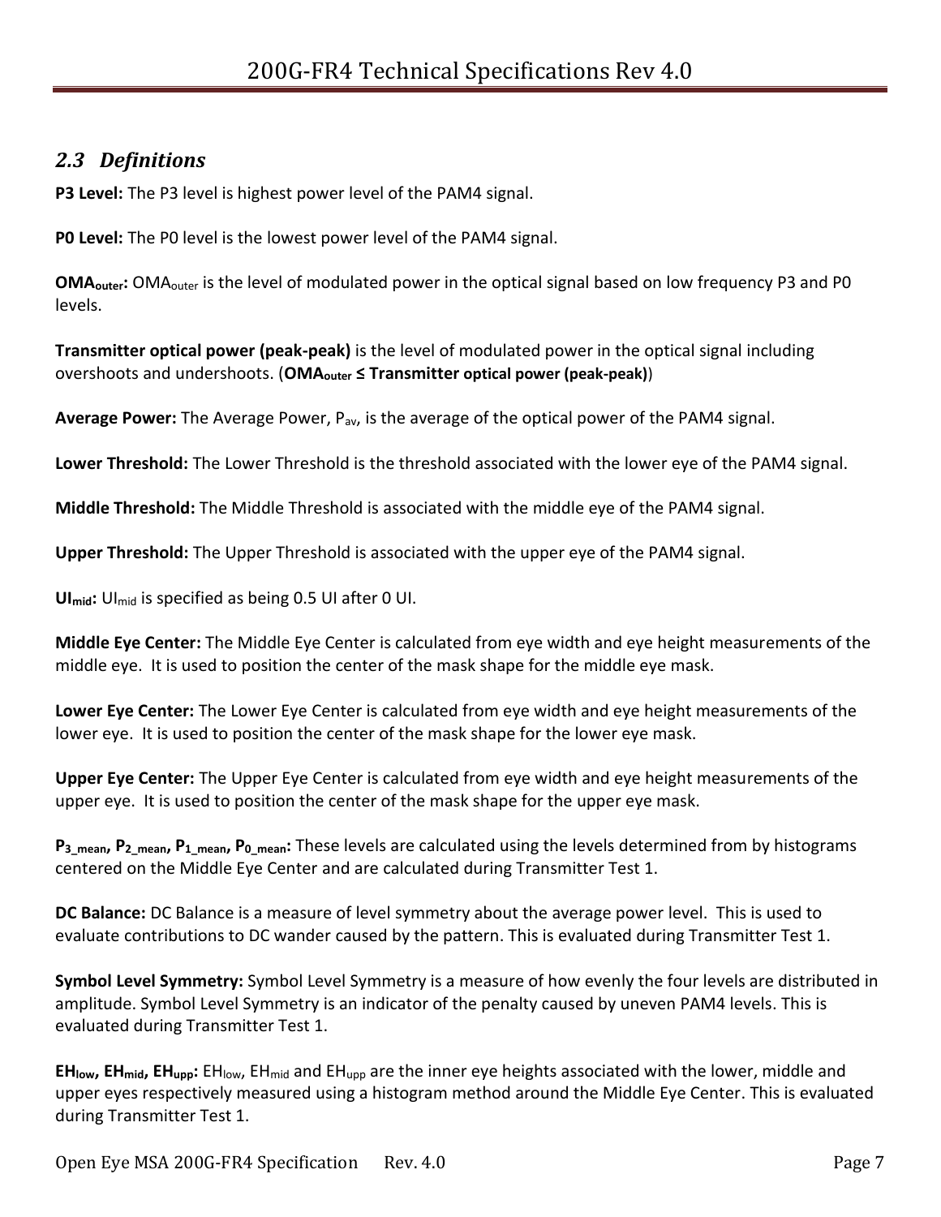## *2.3 Definitions*

**P3 Level:** The P3 level is highest power level of the PAM4 signal.

**P0 Level:** The P0 level is the lowest power level of the PAM4 signal.

**$OMA_{outer}$:** $OMA_{outer}$ is the level of modulated power in the optical signal based on low frequency P3 and P0 levels.

**Transmitter optical power (peak-peak)** is the level of modulated power in the optical signal including overshoots and undershoots. (**$OMA_{outer}$ ≤ Transmitter optical power (peak-peak)**)

**Average Power:** The Average Power, $P_{av}$, is the average of the optical power of the PAM4 signal.

**Lower Threshold:** The Lower Threshold is the threshold associated with the lower eye of the PAM4 signal.

**Middle Threshold:** The Middle Threshold is associated with the middle eye of the PAM4 signal.

**Upper Threshold:** The Upper Threshold is associated with the upper eye of the PAM4 signal.

**$UI_{mid}$:** $UI_{mid}$ is specified as being 0.5 UI after 0 UI.

**Middle Eye Center:** The Middle Eye Center is calculated from eye width and eye height measurements of the middle eye. It is used to position the center of the mask shape for the middle eye mask.

**Lower Eye Center:** The Lower Eye Center is calculated from eye width and eye height measurements of the lower eye. It is used to position the center of the mask shape for the lower eye mask.

**Upper Eye Center:** The Upper Eye Center is calculated from eye width and eye height measurements of the upper eye. It is used to position the center of the mask shape for the upper eye mask.

**$P_{3\_mean}$, $P_{2\_mean}$, $P_{1\_mean}$, $P_{0\_mean}$:** These levels are calculated using the levels determined from by histograms centered on the Middle Eye Center and are calculated during Transmitter Test 1.

**DC Balance:** DC Balance is a measure of level symmetry about the average power level. This is used to evaluate contributions to DC wander caused by the pattern. This is evaluated during Transmitter Test 1.

**Symbol Level Symmetry:** Symbol Level Symmetry is a measure of how evenly the four levels are distributed in amplitude. Symbol Level Symmetry is an indicator of the penalty caused by uneven PAM4 levels. This is evaluated during Transmitter Test 1.

**$EH_{low}$, $EH_{mid}$, $EH_{upp}$:** $EH_{low}$, $EH_{mid}$ and $EH_{upp}$ are the inner eye heights associated with the lower, middle and upper eyes respectively measured using a histogram method around the Middle Eye Center. This is evaluated during Transmitter Test 1.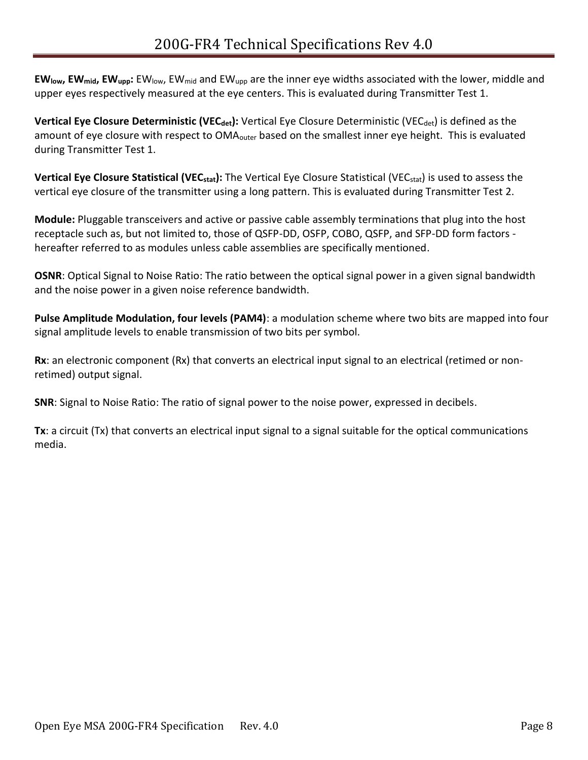**$EW_{low}$, $EW_{mid}$, $EW_{upp}$:** $EW_{low}$, $EW_{mid}$ and $EW_{upp}$ are the inner eye widths associated with the lower, middle and upper eyes respectively measured at the eye centers. This is evaluated during Transmitter Test 1.

**Vertical Eye Closure Deterministic ($VEC_{det}$):** Vertical Eye Closure Deterministic ($VEC_{det}$) is defined as the amount of eye closure with respect to $OMA_{outer}$ based on the smallest inner eye height. This is evaluated during Transmitter Test 1.

**Vertical Eye Closure Statistical ($VEC_{stat}$):** The Vertical Eye Closure Statistical ($VEC_{stat}$) is used to assess the vertical eye closure of the transmitter using a long pattern. This is evaluated during Transmitter Test 2.

**Module:** Pluggable transceivers and active or passive cable assembly terminations that plug into the host receptacle such as, but not limited to, those of QSFP-DD, OSFP, COBO, QSFP, and SFP-DD form factors - hereafter referred to as modules unless cable assemblies are specifically mentioned.

**OSNR**: Optical Signal to Noise Ratio: The ratio between the optical signal power in a given signal bandwidth and the noise power in a given noise reference bandwidth.

**Pulse Amplitude Modulation, four levels (PAM4)**: a modulation scheme where two bits are mapped into four signal amplitude levels to enable transmission of two bits per symbol.

**Rx**: an electronic component (Rx) that converts an electrical input signal to an electrical (retimed or non-retimed) output signal.

**SNR**: Signal to Noise Ratio: The ratio of signal power to the noise power, expressed in decibels.

**Tx**: a circuit (Tx) that converts an electrical input signal to a signal suitable for the optical communications media.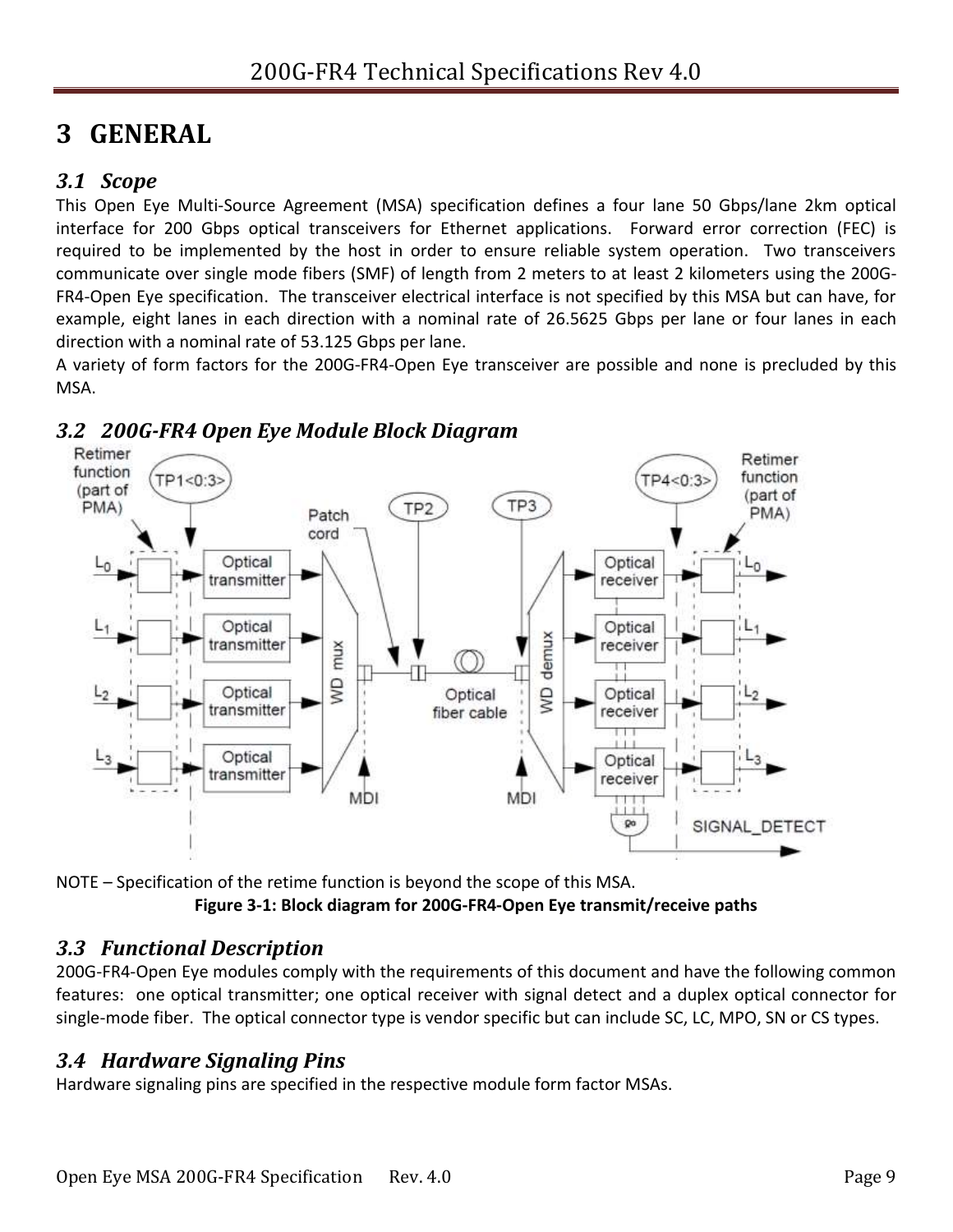# 3 GENERAL

## 3.1 Scope

This Open Eye Multi-Source Agreement (MSA) specification defines a four lane 50 Gbps/lane 2km optical interface for 200 Gbps optical transceivers for Ethernet applications. Forward error correction (FEC) is required to be implemented by the host in order to ensure reliable system operation. Two transceivers communicate over single mode fibers (SMF) of length from 2 meters to at least 2 kilometers using the 200G-FR4-Open Eye specification. The transceiver electrical interface is not specified by this MSA but can have, for example, eight lanes in each direction with a nominal rate of 26.5625 Gbps per lane or four lanes in each direction with a nominal rate of 53.125 Gbps per lane.

A variety of form factors for the 200G-FR4-Open Eye transceiver are possible and none is precluded by this MSA.

## 3.2 200G-FR4 Open Eye Module Block Diagram

NOTE – Specification of the retime function is beyond the scope of this MSA.

**Figure 3-1: Block diagram for 200G-FR4-Open Eye transmit/receive paths**

## 3.3 Functional Description

200G-FR4-Open Eye modules comply with the requirements of this document and have the following common features: one optical transmitter; one optical receiver with signal detect and a duplex optical connector for single-mode fiber. The optical connector type is vendor specific but can include SC, LC, MPO, SN or CS types.

## 3.4 Hardware Signaling Pins

Hardware signaling pins are specified in the respective module form factor MSAs.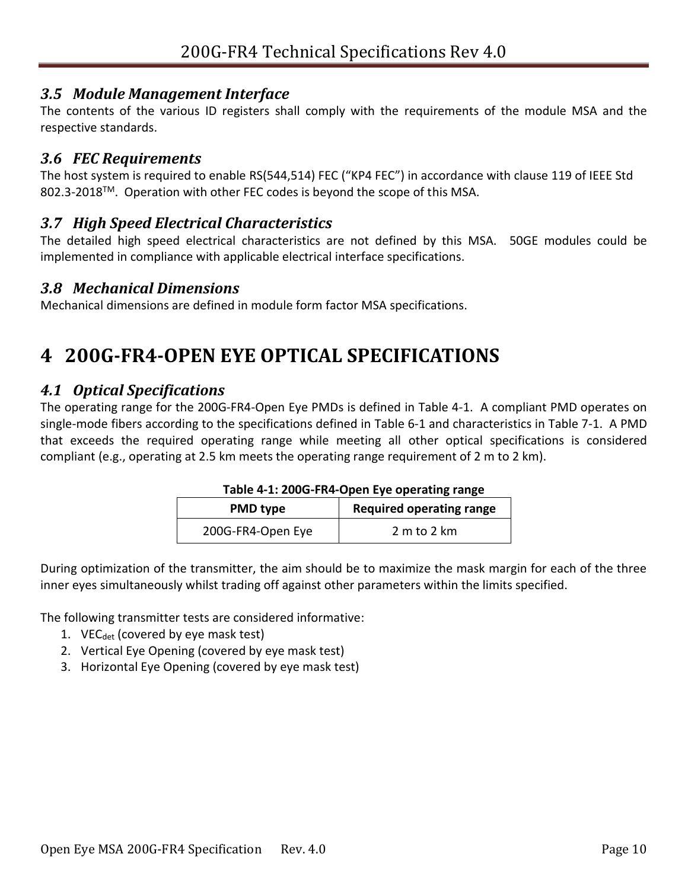### 3.5 Module Management Interface

The contents of the various ID registers shall comply with the requirements of the module MSA and the respective standards.

### 3.6 FEC Requirements

The host system is required to enable RS(544,514) FEC (“KP4 FEC”) in accordance with clause 119 of IEEE Std 802.3-2018TM. Operation with other FEC codes is beyond the scope of this MSA.

### 3.7 High Speed Electrical Characteristics

The detailed high speed electrical characteristics are not defined by this MSA. 50GE modules could be implemented in compliance with applicable electrical interface specifications.

### 3.8 Mechanical Dimensions

Mechanical dimensions are defined in module form factor MSA specifications.

# 4 200G-FR4-OPEN EYE OPTICAL SPECIFICATIONS

### 4.1 Optical Specifications

The operating range for the 200G-FR4-Open Eye PMDs is defined in Table 4-1. A compliant PMD operates on single-mode fibers according to the specifications defined in Table 6-1 and characteristics in Table 7-1. A PMD that exceeds the required operating range while meeting all other optical specifications is considered compliant (e.g., operating at 2.5 km meets the operating range requirement of 2 m to 2 km).

**Table 4-1: 200G-FR4-Open Eye operating range**

| PMD type | Required operating range |
| --- | --- |
| 200G-FR4-Open Eye | 2 m to 2 km |

During optimization of the transmitter, the aim should be to maximize the mask margin for each of the three inner eyes simultaneously whilst trading off against other parameters within the limits specified.

The following transmitter tests are considered informative:

1. $VEC_{det}$ (covered by eye mask test)
2. Vertical Eye Opening (covered by eye mask test)
3. Horizontal Eye Opening (covered by eye mask test)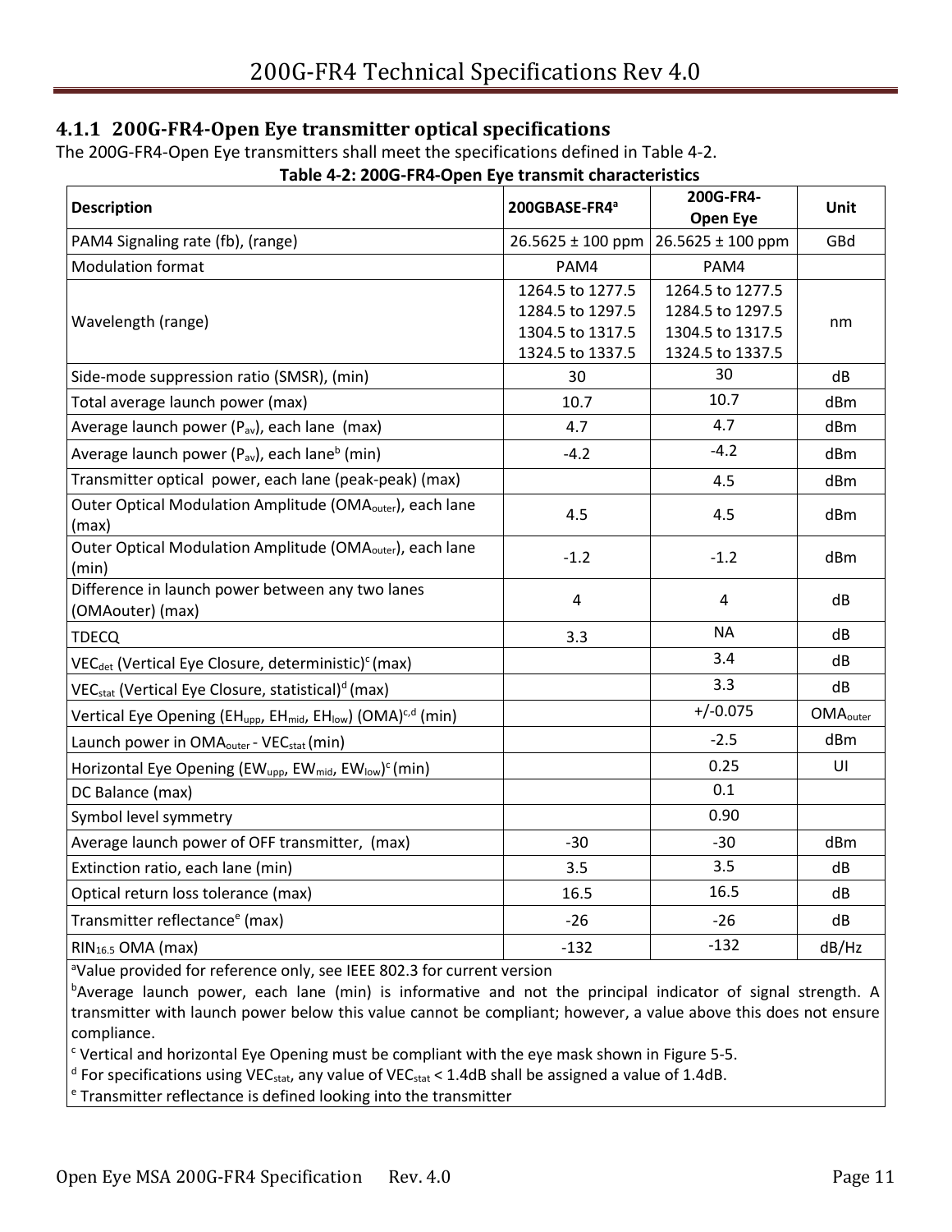### 4.1.1 200G-FR4-Open Eye transmitter optical specifications

The 200G-FR4-Open Eye transmitters shall meet the specifications defined in Table 4-2.

**Table 4-2: 200G-FR4-Open Eye transmit characteristics**

| Description | 200GBASE-FR4[a] | 200G-FR4-Open Eye | Unit |
|---|---|---|---|
| PAM4 Signaling rate (fb), (range) | 26.5625 ± 100 ppm | 26.5625 ± 100 ppm | GBd |
| Modulation format | PAM4 | PAM4 | |
| Wavelength (range) | 1264.5 to 1277.5<br>1284.5 to 1297.5<br>1304.5 to 1317.5<br>1324.5 to 1337.5 | 1264.5 to 1277.5<br>1284.5 to 1297.5<br>1304.5 to 1317.5<br>1324.5 to 1337.5 | nm |
| Side-mode suppression ratio (SMSR), (min) | 30 | 30 | dB |
| Total average launch power (max) | 10.7 | 10.7 | dBm |
| Average launch power ($P_{av}$), each lane (max) | 4.7 | 4.7 | dBm |
| Average launch power ($P_{av}$), each lane[b] (min) | -4.2 | -4.2 | dBm |
| Transmitter optical power, each lane (peak-peak) (max) | | 4.5 | dBm |
| Outer Optical Modulation Amplitude ($OMA_{outer}$), each lane (max) | 4.5 | 4.5 | dBm |
| Outer Optical Modulation Amplitude ($OMA_{outer}$), each lane (min) | -1.2 | -1.2 | dBm |
| Difference in launch power between any two lanes (OMAouter) (max) | 4 | 4 | dB |
| TDECQ | 3.3 | NA | dB |
| $VEC_{det}$ (Vertical Eye Closure, deterministic)[c] (max) | | 3.4 | dB |
| $VEC_{stat}$ (Vertical Eye Closure, statistical)[d] (max) | | 3.3 | dB |
| Vertical Eye Opening ($EH_{upp}$, $EH_{mid}$, $EH_{low}$) (OMA)[c,d] (min) | | +/-0.075 | $OMA_{outer}$ |
| Launch power in $OMA_{outer}$ - $VEC_{stat}$ (min) | | -2.5 | dBm |
| Horizontal Eye Opening ($EW_{upp}$, $EW_{mid}$, $EW_{low}$)[c] (min) | | 0.25 | UI |
| DC Balance (max) | | 0.1 | |
| Symbol level symmetry | | 0.90 | |
| Average launch power of OFF transmitter, (max) | -30 | -30 | dBm |
| Extinction ratio, each lane (min) | 3.5 | 3.5 | dB |
| Optical return loss tolerance (max) | 16.5 | 16.5 | dB |
| Transmitter reflectance[e] (max) | -26 | -26 | dB |
| $RIN_{16.5}$ OMA (max) | -132 | -132 | dB/Hz |

[a] Value provided for reference only, see IEEE 802.3 for current version

[b] Average launch power, each lane (min) is informative and not the principal indicator of signal strength. A transmitter with launch power below this value cannot be compliant; however, a value above this does not ensure compliance.

[c] Vertical and horizontal Eye Opening must be compliant with the eye mask shown in Figure 5-5.

[d] For specifications using $VEC_{stat}$, any value of $VEC_{stat}$ < 1.4dB shall be assigned a value of 1.4dB.

[e] Transmitter reflectance is defined looking into the transmitter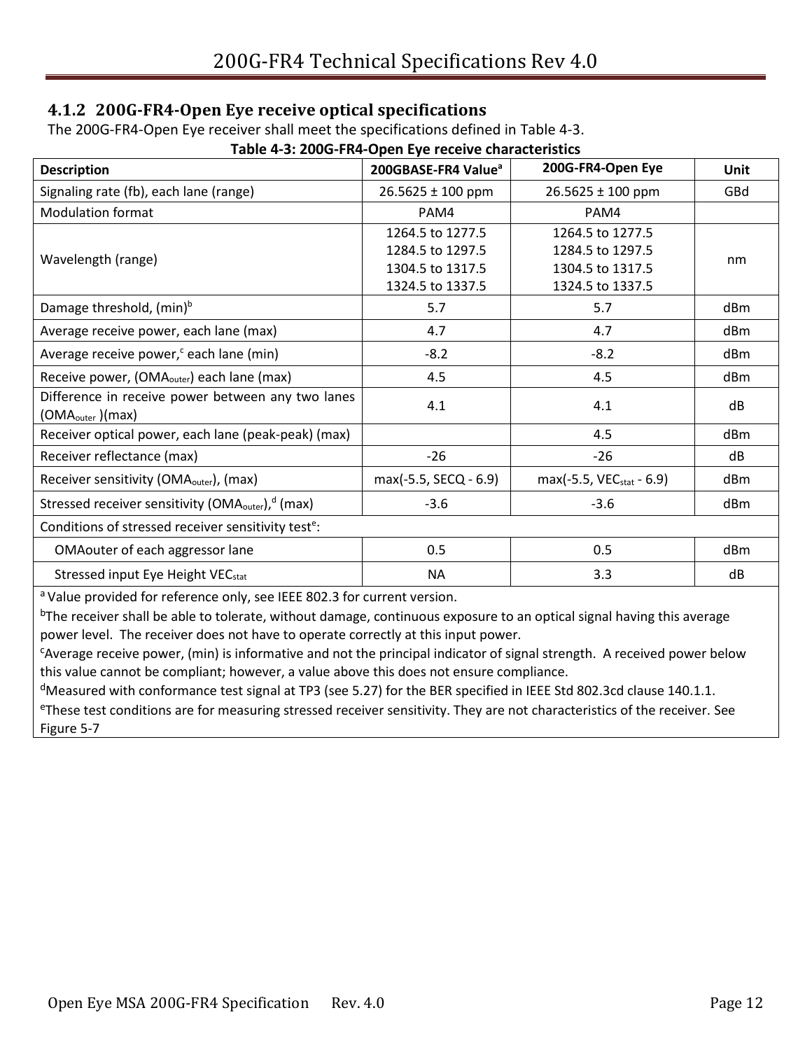### 4.1.2 200G-FR4-Open Eye receive optical specifications

The 200G-FR4-Open Eye receiver shall meet the specifications defined in Table 4-3.

**Table 4-3: 200G-FR4-Open Eye receive characteristics**

| Description | 200GBASE-FR4 Value[a] | 200G-FR4-Open Eye | Unit |
|---|---|---|---|
| Signaling rate (fb), each lane (range) | 26.5625 ± 100 ppm | 26.5625 ± 100 ppm | GBd |
| Modulation format | PAM4 | PAM4 | |
| Wavelength (range) | 1264.5 to 1277.5<br>1284.5 to 1297.5<br>1304.5 to 1317.5<br>1324.5 to 1337.5 | 1264.5 to 1277.5<br>1284.5 to 1297.5<br>1304.5 to 1317.5<br>1324.5 to 1337.5 | nm |
| Damage threshold, (min)[b] | 5.7 | 5.7 | dBm |
| Average receive power, each lane (max) | 4.7 | 4.7 | dBm |
| Average receive power,[c] each lane (min) | -8.2 | -8.2 | dBm |
| Receive power, ($OMA_{outer}$) each lane (max) | 4.5 | 4.5 | dBm |
| Difference in receive power between any two lanes ($OMA_{outer}$ )(max) | 4.1 | 4.1 | dB |
| Receiver optical power, each lane (peak-peak) (max) | | 4.5 | dBm |
| Receiver reflectance (max) | -26 | -26 | dB |
| Receiver sensitivity ($OMA_{outer}$), (max) | max(-5.5, SECQ - 6.9) | max(-5.5, $VEC_{stat}$ - 6.9) | dBm |
| Stressed receiver sensitivity ($OMA_{outer}$),[d] (max) | -3.6 | -3.6 | dBm |
| Conditions of stressed receiver sensitivity test[e]: | | | |
| OMAouter of each aggressor lane | 0.5 | 0.5 | dBm |
| Stressed input Eye Height $VEC_{stat}$ | NA | 3.3 | dB |

[a] Value provided for reference only, see IEEE 802.3 for current version.

[b] The receiver shall be able to tolerate, without damage, continuous exposure to an optical signal having this average power level. The receiver does not have to operate correctly at this input power.

[c] Average receive power, (min) is informative and not the principal indicator of signal strength. A received power below this value cannot be compliant; however, a value above this does not ensure compliance.

[d] Measured with conformance test signal at TP3 (see 5.27) for the BER specified in IEEE Std 802.3cd clause 140.1.1.

[e] These test conditions are for measuring stressed receiver sensitivity. They are not characteristics of the receiver. See Figure 5-7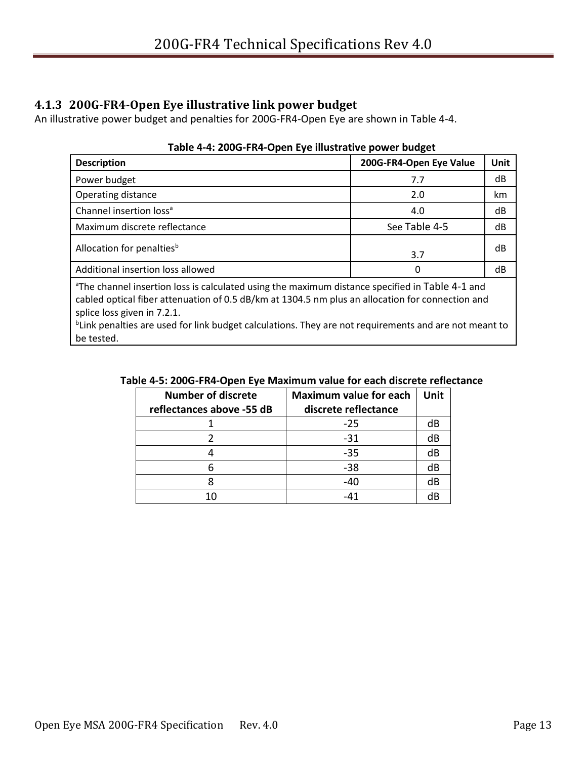### 4.1.3 200G-FR4-Open Eye illustrative link power budget

An illustrative power budget and penalties for 200G-FR4-Open Eye are shown in Table 4-4.

**Table 4-4: 200G-FR4-Open Eye illustrative power budget**

| Description | 200G-FR4-Open Eye Value | Unit |
|---|---|---|
| Power budget | 7.7 | dB |
| Operating distance | 2.0 | km |
| Channel insertion loss[a] | 4.0 | dB |
| Maximum discrete reflectance | See Table 4-5 | dB |
| Allocation for penalties[b] | 3.7 | dB |
| Additional insertion loss allowed | 0 | dB |
| [a]The channel insertion loss is calculated using the maximum distance specified in Table 4-1 and cabled optical fiber attenuation of 0.5 dB/km at 1304.5 nm plus an allocation for connection and splice loss given in 7.2.1. [b]Link penalties are used for link budget calculations. They are not requirements and are not meant to be tested. | | |

**Table 4-5: 200G-FR4-Open Eye Maximum value for each discrete reflectance**

| Number of discrete reflectances above -55 dB | Maximum value for each discrete reflectance | Unit |
|---|---|---|
| 1 | -25 | dB |
| 2 | -31 | dB |
| 4 | -35 | dB |
| 6 | -38 | dB |
| 8 | -40 | dB |
| 10 | -41 | dB |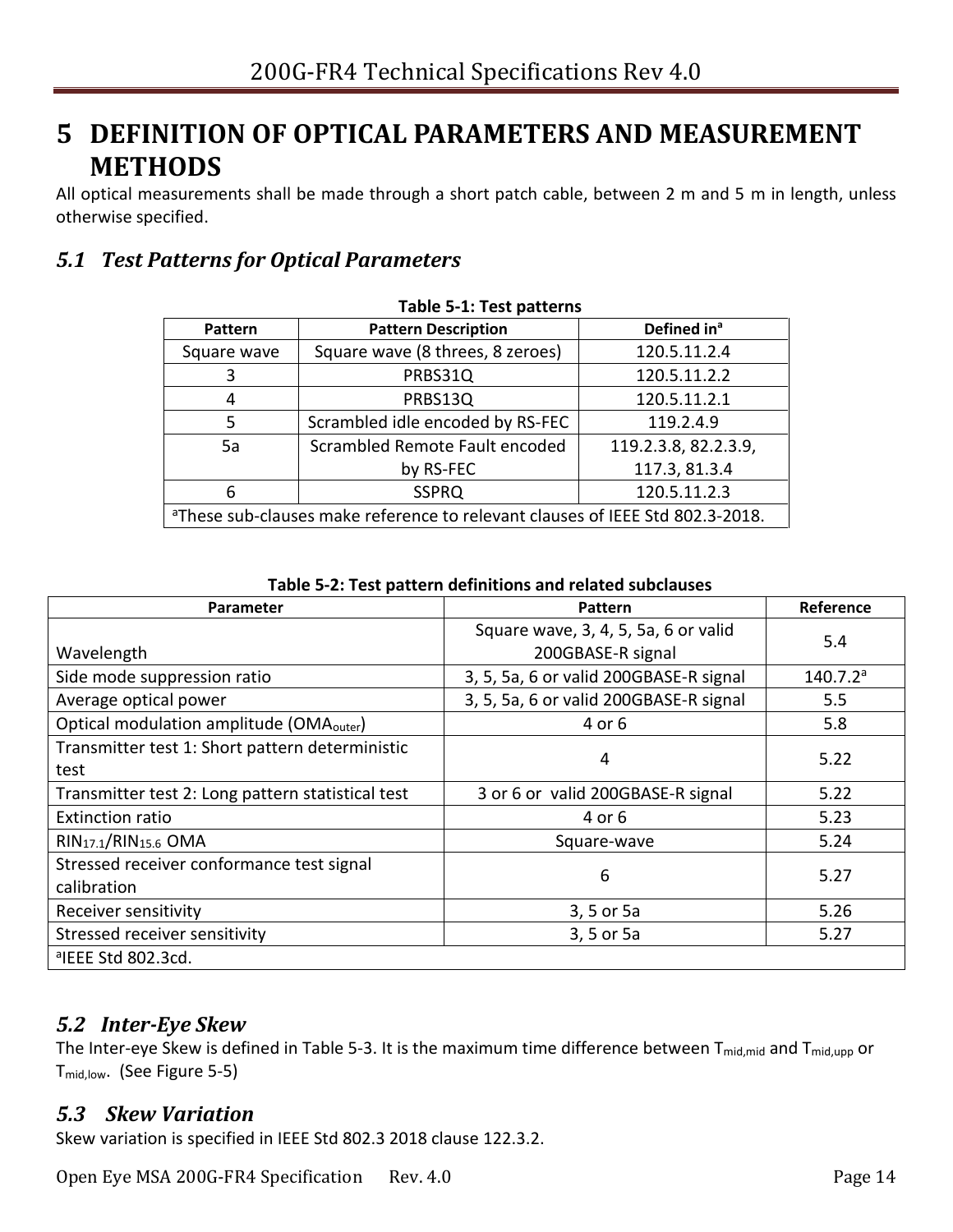# 5 DEFINITION OF OPTICAL PARAMETERS AND MEASUREMENT METHODS

All optical measurements shall be made through a short patch cable, between 2 m and 5 m in length, unless otherwise specified.

## *5.1 Test Patterns for Optical Parameters*

**Table 5-1: Test patterns**

| Pattern | Pattern Description | Defined in[a] |
| --- | --- | --- |
| Square wave | Square wave (8 threes, 8 zeroes) | 120.5.11.2.4 |
| 3 | PRBS31Q | 120.5.11.2.2 |
| 4 | PRBS13Q | 120.5.11.2.1 |
| 5 | Scrambled idle encoded by RS-FEC | 119.2.4.9 |
| 5a | Scrambled Remote Fault encoded by RS-FEC | 119.2.3.8, 82.2.3.9, 117.3, 81.3.4 |
| 6 | SSPRQ | 120.5.11.2.3 |
| [a]These sub-clauses make reference to relevant clauses of IEEE Std 802.3-2018. | | |

**Table 5-2: Test pattern definitions and related subclauses**

| Parameter | Pattern | Reference |
| --- | --- | --- |
| Wavelength | Square wave, 3, 4, 5, 5a, 6 or valid 200GBASE-R signal | 5.4 |
| Side mode suppression ratio | 3, 5, 5a, 6 or valid 200GBASE-R signal | 140.7.2[a] |
| Average optical power | 3, 5, 5a, 6 or valid 200GBASE-R signal | 5.5 |
| Optical modulation amplitude ($OMA_{outer}$) | 4 or 6 | 5.8 |
| Transmitter test 1: Short pattern deterministic test | 4 | 5.22 |
| Transmitter test 2: Long pattern statistical test | 3 or 6 or valid 200GBASE-R signal | 5.22 |
| Extinction ratio | 4 or 6 | 5.23 |
| $RIN_{17.1}$/$RIN_{15.6}$ OMA | Square-wave | 5.24 |
| Stressed receiver conformance test signal calibration | 6 | 5.27 |
| Receiver sensitivity | 3, 5 or 5a | 5.26 |
| Stressed receiver sensitivity | 3, 5 or 5a | 5.27 |
| [a]IEEE Std 802.3cd. | | |

## *5.2 Inter-Eye Skew*

The Inter-eye Skew is defined in Table 5-3. It is the maximum time difference between $T_{mid,mid}$ and $T_{mid,upp}$ or $T_{mid,low}$. (See Figure 5-5)

## *5.3 Skew Variation*

Skew variation is specified in IEEE Std 802.3 2018 clause 122.3.2.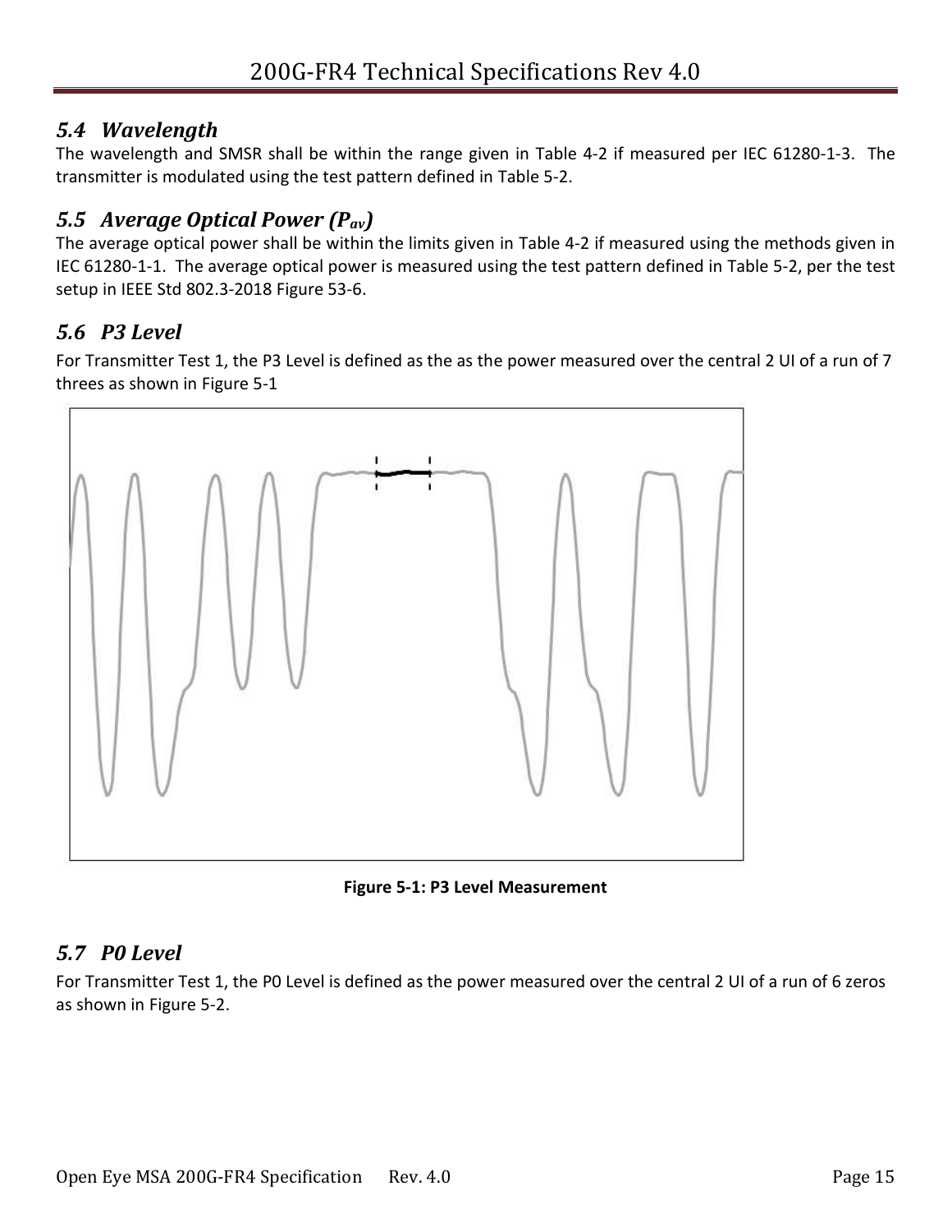### 5.4 Wavelength

The wavelength and SMSR shall be within the range given in Table 4-2 if measured per IEC 61280-1-3. The transmitter is modulated using the test pattern defined in Table 5-2.

### 5.5 Average Optical Power ($P_{av}$)

The average optical power shall be within the limits given in Table 4-2 if measured using the methods given in IEC 61280-1-1. The average optical power is measured using the test pattern defined in Table 5-2, per the test setup in IEEE Std 802.3-2018 Figure 53-6.

### 5.6 P3 Level

For Transmitter Test 1, the P3 Level is defined as the as the power measured over the central 2 UI of a run of 7 threes as shown in Figure 5-1

**Figure 5-1: P3 Level Measurement**

### 5.7 P0 Level

For Transmitter Test 1, the P0 Level is defined as the power measured over the central 2 UI of a run of 6 zeros as shown in Figure 5-2.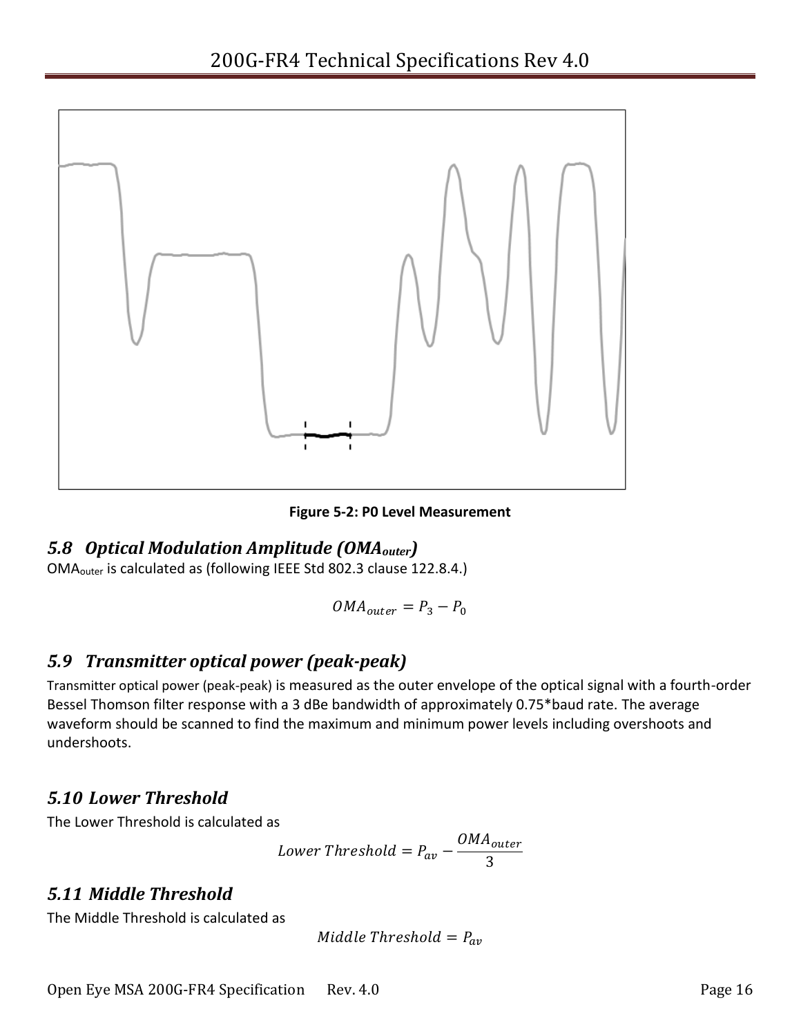Figure 5-2: P0 Level Measurement

## 5.8 Optical Modulation Amplitude ($OMA_{outer}$)

$OMA_{outer}$ is calculated as (following IEEE Std 802.3 clause 122.8.4.)

$$OMA_{outer} = P_3 - P_0$$

## 5.9 Transmitter optical power (peak-peak)

Transmitter optical power (peak-peak) is measured as the outer envelope of the optical signal with a fourth-order Bessel Thomson filter response with a 3 dBe bandwidth of approximately 0.75*baud rate. The average waveform should be scanned to find the maximum and minimum power levels including overshoots and undershoots.

## 5.10 Lower Threshold

The Lower Threshold is calculated as

$$Lower\ Threshold = P_{av} - \frac{OMA_{outer}}{3}$$

## 5.11 Middle Threshold

The Middle Threshold is calculated as

$$Middle\ Threshold = P_{av}$$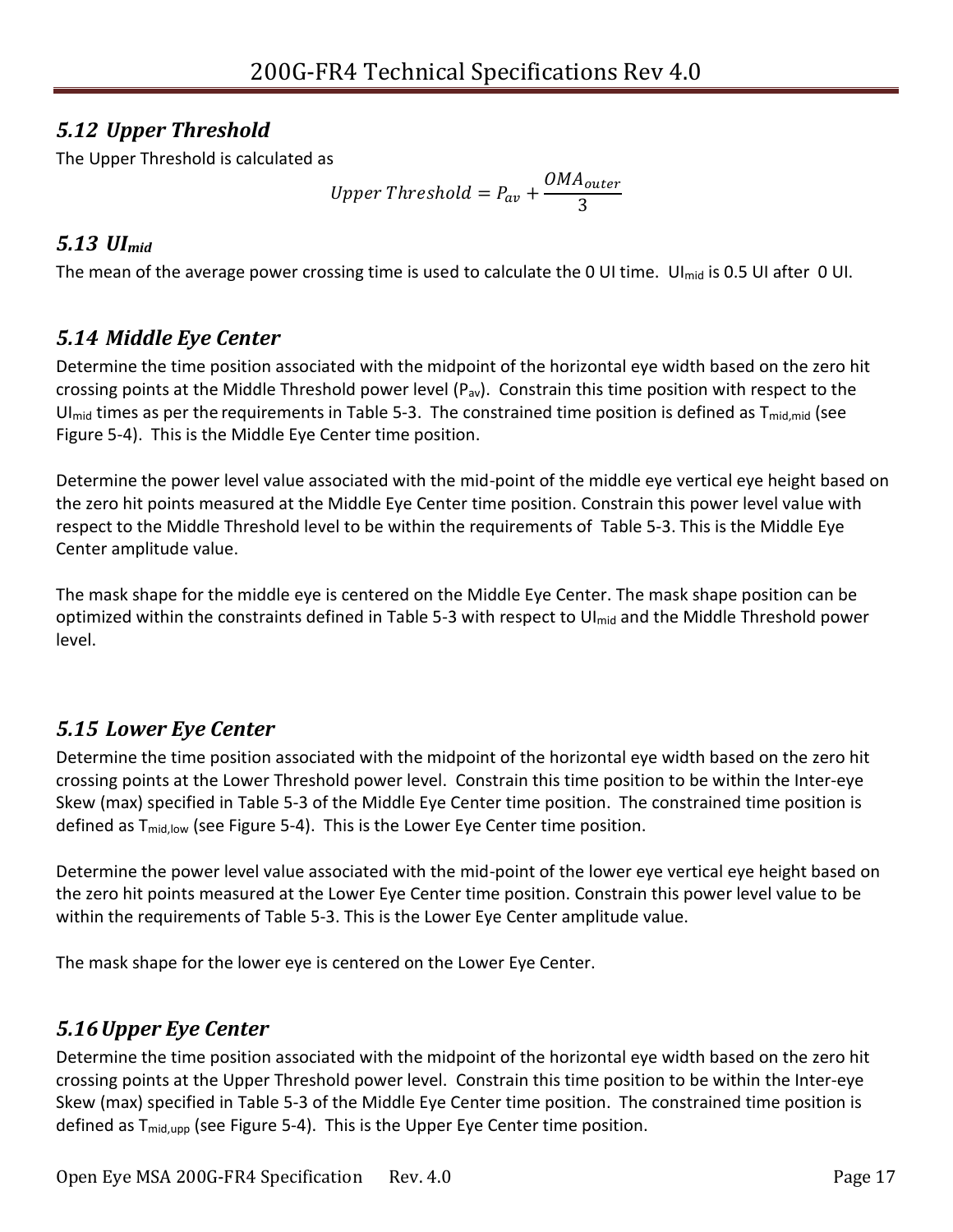## *5.12 Upper Threshold*

The Upper Threshold is calculated as

$$Upper\ Threshold = P_{av} + \frac{OMA_{outer}}{3}$$

## *5.13 $UI_{mid}$*

The mean of the average power crossing time is used to calculate the 0 UI time. $UI_{mid}$ is 0.5 UI after 0 UI.

## *5.14 Middle Eye Center*

Determine the time position associated with the midpoint of the horizontal eye width based on the zero hit crossing points at the Middle Threshold power level ($P_{av}$). Constrain this time position with respect to the $UI_{mid}$ times as per the requirements in Table 5-3. The constrained time position is defined as $T_{mid,mid}$ (see Figure 5-4). This is the Middle Eye Center time position.

Determine the power level value associated with the mid-point of the middle eye vertical eye height based on the zero hit points measured at the Middle Eye Center time position. Constrain this power level value with respect to the Middle Threshold level to be within the requirements of Table 5-3. This is the Middle Eye Center amplitude value.

The mask shape for the middle eye is centered on the Middle Eye Center. The mask shape position can be optimized within the constraints defined in Table 5-3 with respect to $UI_{mid}$ and the Middle Threshold power level.

## *5.15 Lower Eye Center*

Determine the time position associated with the midpoint of the horizontal eye width based on the zero hit crossing points at the Lower Threshold power level. Constrain this time position to be within the Inter-eye Skew (max) specified in Table 5-3 of the Middle Eye Center time position. The constrained time position is defined as $T_{mid,low}$ (see Figure 5-4). This is the Lower Eye Center time position.

Determine the power level value associated with the mid-point of the lower eye vertical eye height based on the zero hit points measured at the Lower Eye Center time position. Constrain this power level value to be within the requirements of Table 5-3. This is the Lower Eye Center amplitude value.

The mask shape for the lower eye is centered on the Lower Eye Center.

## *5.16 Upper Eye Center*

Determine the time position associated with the midpoint of the horizontal eye width based on the zero hit crossing points at the Upper Threshold power level. Constrain this time position to be within the Inter-eye Skew (max) specified in Table 5-3 of the Middle Eye Center time position. The constrained time position is defined as $T_{mid,upp}$ (see Figure 5-4). This is the Upper Eye Center time position.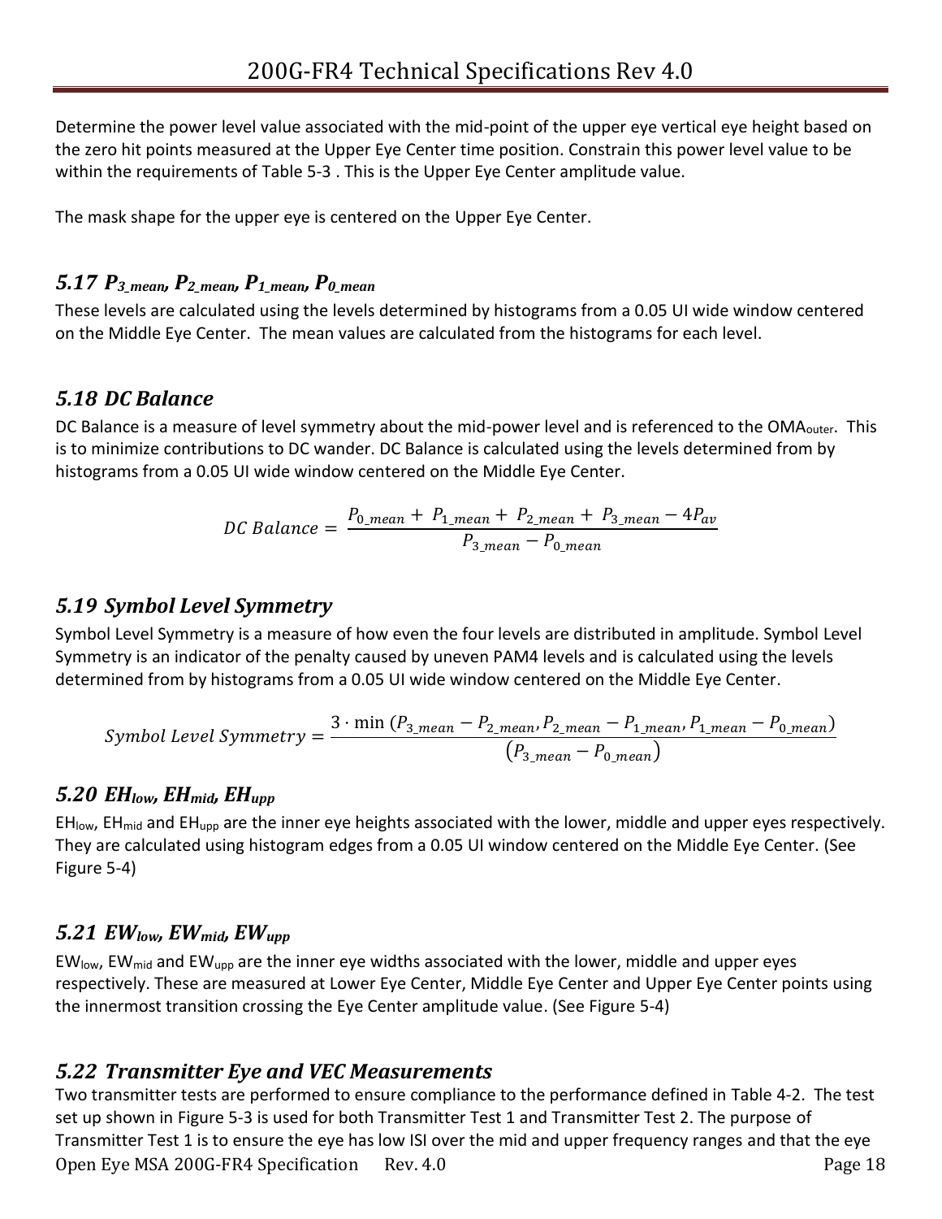Determine the power level value associated with the mid-point of the upper eye vertical eye height based on the zero hit points measured at the Upper Eye Center time position. Constrain this power level value to be within the requirements of Table 5-3 . This is the Upper Eye Center amplitude value.

The mask shape for the upper eye is centered on the Upper Eye Center.

### 5.17 $P_{3\_mean}$, $P_{2\_mean}$, $P_{1\_mean}$, $P_{0\_mean}$

These levels are calculated using the levels determined by histograms from a 0.05 UI wide window centered on the Middle Eye Center. The mean values are calculated from the histograms for each level.

### 5.18 DC Balance

DC Balance is a measure of level symmetry about the mid-power level and is referenced to the $OMA_{outer}$. This is to minimize contributions to DC wander. DC Balance is calculated using the levels determined from by histograms from a 0.05 UI wide window centered on the Middle Eye Center.

$$DC\ Balance = \frac{P_{0\_mean} + P_{1\_mean} + P_{2\_mean} + P_{3\_mean} - 4P_{av}}{P_{3\_mean} - P_{0\_mean}}$$

### 5.19 Symbol Level Symmetry

Symbol Level Symmetry is a measure of how even the four levels are distributed in amplitude. Symbol Level Symmetry is an indicator of the penalty caused by uneven PAM4 levels and is calculated using the levels determined from by histograms from a 0.05 UI wide window centered on the Middle Eye Center.

$$Symbol\ Level\ Symmetry = \frac{3 \cdot \min\left(P_{3\_mean} - P_{2\_mean}, P_{2\_mean} - P_{1\_mean}, P_{1\_mean} - P_{0\_mean}\right)}{\left(P_{3\_mean} - P_{0\_mean}\right)}$$

### 5.20 $EH_{low}$, $EH_{mid}$, $EH_{upp}$

$EH_{low}$, $EH_{mid}$ and $EH_{upp}$ are the inner eye heights associated with the lower, middle and upper eyes respectively. They are calculated using histogram edges from a 0.05 UI window centered on the Middle Eye Center. (See Figure 5-4)

### 5.21 $EW_{low}$, $EW_{mid}$, $EW_{upp}$

$EW_{low}$, $EW_{mid}$ and $EW_{upp}$ are the inner eye widths associated with the lower, middle and upper eyes respectively. These are measured at Lower Eye Center, Middle Eye Center and Upper Eye Center points using the innermost transition crossing the Eye Center amplitude value. (See Figure 5-4)

### 5.22 Transmitter Eye and VEC Measurements

Two transmitter tests are performed to ensure compliance to the performance defined in Table 4-2. The test set up shown in Figure 5-3 is used for both Transmitter Test 1 and Transmitter Test 2. The purpose of Transmitter Test 1 is to ensure the eye has low ISI over the mid and upper frequency ranges and that the eye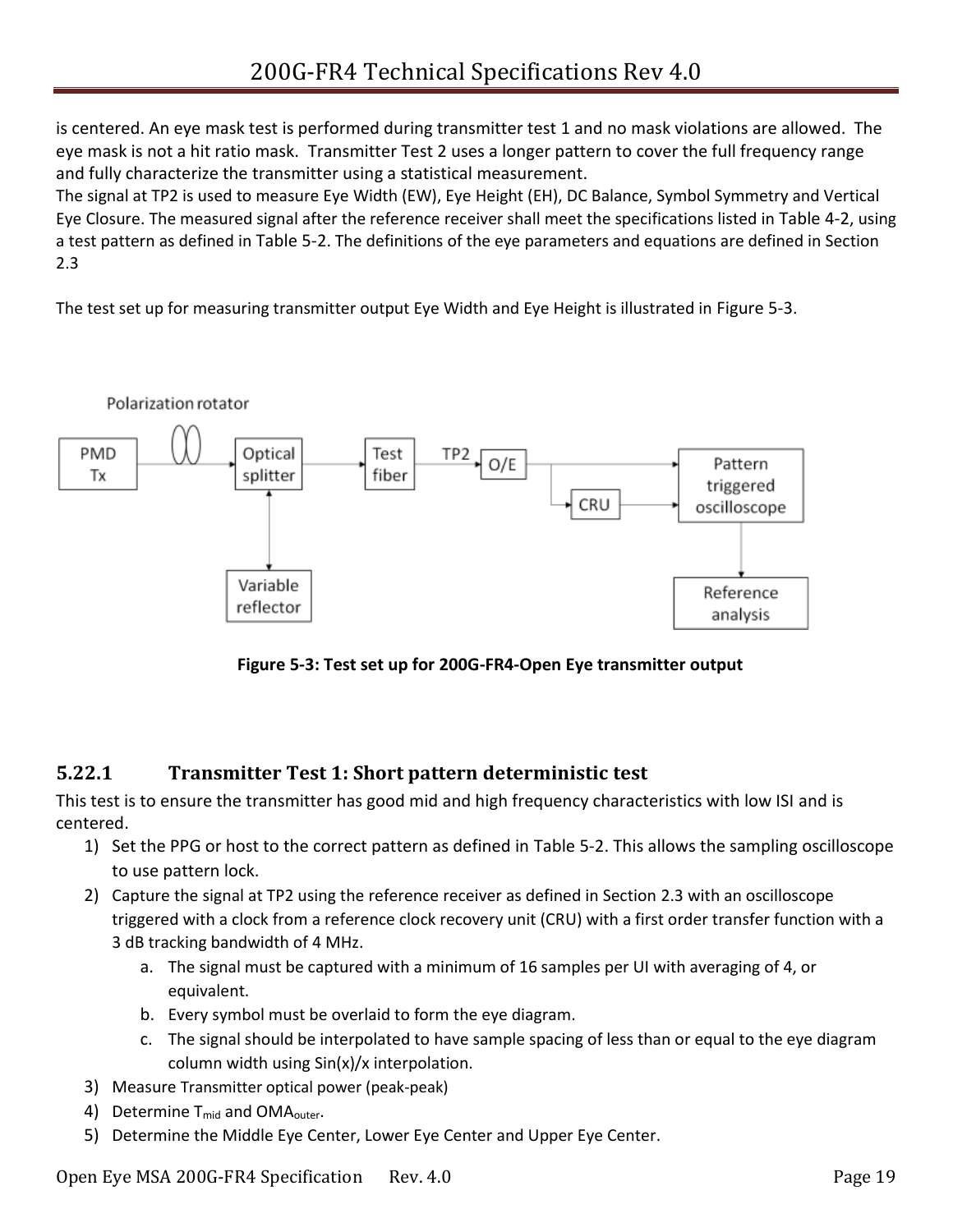is centered. An eye mask test is performed during transmitter test 1 and no mask violations are allowed. The eye mask is not a hit ratio mask. Transmitter Test 2 uses a longer pattern to cover the full frequency range and fully characterize the transmitter using a statistical measurement.
The signal at TP2 is used to measure Eye Width (EW), Eye Height (EH), DC Balance, Symbol Symmetry and Vertical Eye Closure. The measured signal after the reference receiver shall meet the specifications listed in Table 4-2, using a test pattern as defined in Table 5-2. The definitions of the eye parameters and equations are defined in Section 2.3

The test set up for measuring transmitter output Eye Width and Eye Height is illustrated in Figure 5-3.

**Figure 5-3: Test set up for 200G-FR4-Open Eye transmitter output**

### 5.22.1 Transmitter Test 1: Short pattern deterministic test

This test is to ensure the transmitter has good mid and high frequency characteristics with low ISI and is centered.

1) Set the PPG or host to the correct pattern as defined in Table 5-2. This allows the sampling oscilloscope to use pattern lock.
2) Capture the signal at TP2 using the reference receiver as defined in Section 2.3 with an oscilloscope triggered with a clock from a reference clock recovery unit (CRU) with a first order transfer function with a 3 dB tracking bandwidth of 4 MHz.
    a. The signal must be captured with a minimum of 16 samples per UI with averaging of 4, or equivalent.
    b. Every symbol must be overlaid to form the eye diagram.
    c. The signal should be interpolated to have sample spacing of less than or equal to the eye diagram column width using Sin(x)/x interpolation.
3) Measure Transmitter optical power (peak-peak)
4) Determine $T_{mid}$ and $OMA_{outer}$.
5) Determine the Middle Eye Center, Lower Eye Center and Upper Eye Center.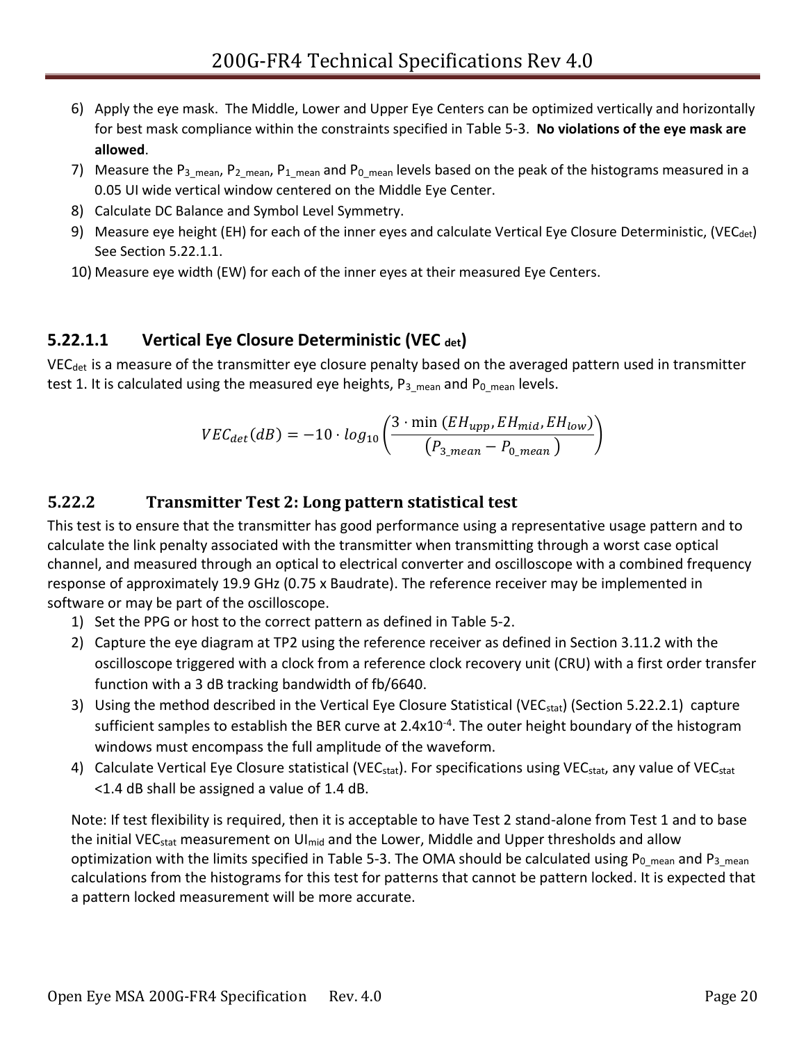6) Apply the eye mask. The Middle, Lower and Upper Eye Centers can be optimized vertically and horizontally for best mask compliance within the constraints specified in Table 5-3. **No violations of the eye mask are allowed**.
7) Measure the $P_{3\_mean}$, $P_{2\_mean}$, $P_{1\_mean}$ and $P_{0\_mean}$ levels based on the peak of the histograms measured in a 0.05 UI wide vertical window centered on the Middle Eye Center.
8) Calculate DC Balance and Symbol Level Symmetry.
9) Measure eye height (EH) for each of the inner eyes and calculate Vertical Eye Closure Deterministic, ($VEC_{det}$) See Section 5.22.1.1.
10) Measure eye width (EW) for each of the inner eyes at their measured Eye Centers.

#### 5.22.1.1 Vertical Eye Closure Deterministic ($VEC_{det}$)

$VEC_{det}$ is a measure of the transmitter eye closure penalty based on the averaged pattern used in transmitter test 1. It is calculated using the measured eye heights, $P_{3\_mean}$ and $P_{0\_mean}$ levels.

$$VEC_{det}(dB) = -10 \cdot log_{10}\left(\frac{3 \cdot \min\,(EH_{upp}, EH_{mid}, EH_{low})}{(P_{3\_mean} - P_{0\_mean})}\right)$$

### 5.22.2 Transmitter Test 2: Long pattern statistical test

This test is to ensure that the transmitter has good performance using a representative usage pattern and to calculate the link penalty associated with the transmitter when transmitting through a worst case optical channel, and measured through an optical to electrical converter and oscilloscope with a combined frequency response of approximately 19.9 GHz (0.75 x Baudrate). The reference receiver may be implemented in software or may be part of the oscilloscope.

1) Set the PPG or host to the correct pattern as defined in Table 5-2.
2) Capture the eye diagram at TP2 using the reference receiver as defined in Section 3.11.2 with the oscilloscope triggered with a clock from a reference clock recovery unit (CRU) with a first order transfer function with a 3 dB tracking bandwidth of fb/6640.
3) Using the method described in the Vertical Eye Closure Statistical ($VEC_{stat}$) (Section 5.22.2.1) capture sufficient samples to establish the BER curve at $2.4\text{x}10^{-4}$. The outer height boundary of the histogram windows must encompass the full amplitude of the waveform.
4) Calculate Vertical Eye Closure statistical ($VEC_{stat}$). For specifications using $VEC_{stat}$, any value of $VEC_{stat}$ <1.4 dB shall be assigned a value of 1.4 dB.

Note: If test flexibility is required, then it is acceptable to have Test 2 stand-alone from Test 1 and to base the initial $VEC_{stat}$ measurement on $UI_{mid}$ and the Lower, Middle and Upper thresholds and allow optimization with the limits specified in Table 5-3. The OMA should be calculated using $P_{0\_mean}$ and $P_{3\_mean}$ calculations from the histograms for this test for patterns that cannot be pattern locked. It is expected that a pattern locked measurement will be more accurate.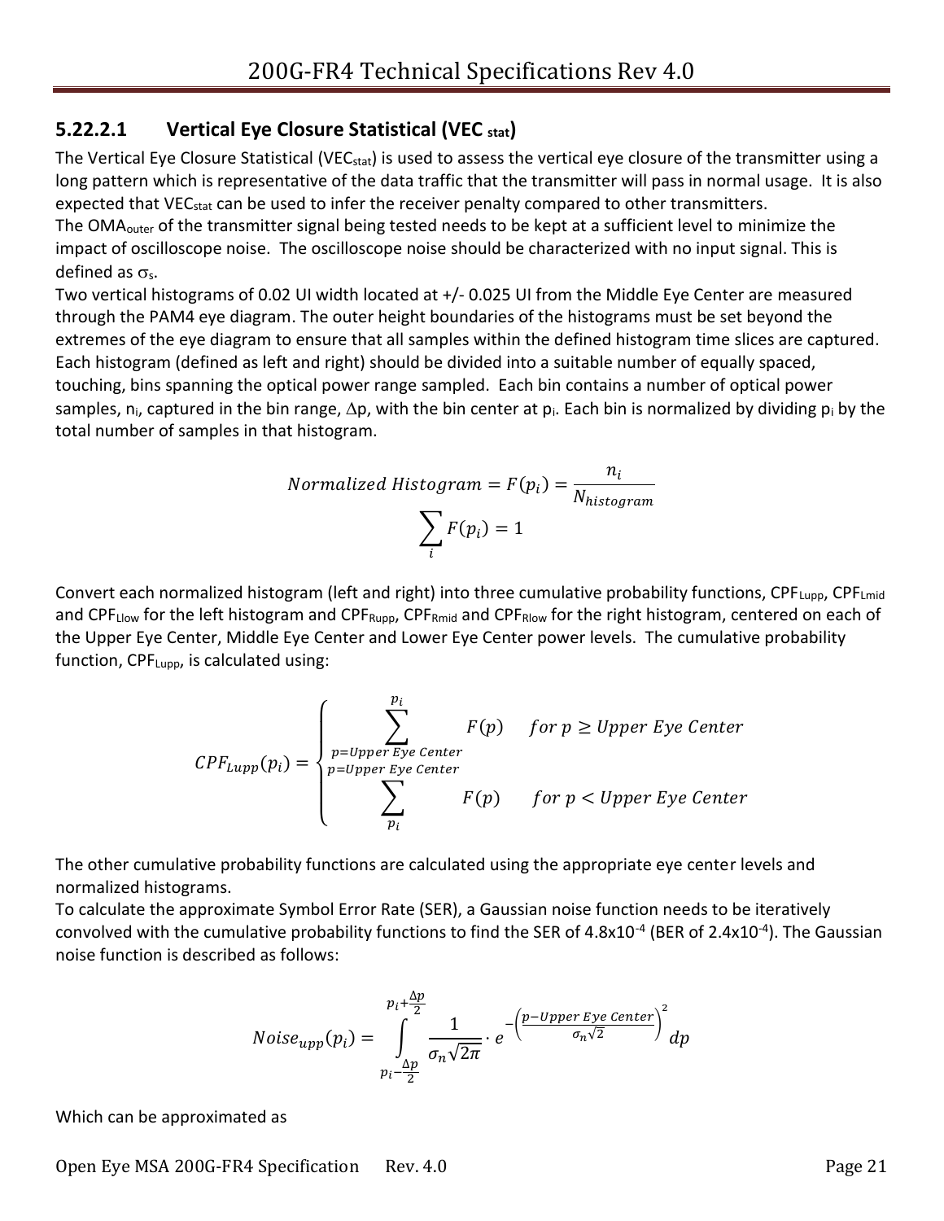### 5.22.2.1 Vertical Eye Closure Statistical ($VEC_{stat}$)

The Vertical Eye Closure Statistical ($VEC_{stat}$) is used to assess the vertical eye closure of the transmitter using a long pattern which is representative of the data traffic that the transmitter will pass in normal usage. It is also expected that $VEC_{stat}$ can be used to infer the receiver penalty compared to other transmitters.

The $OMA_{outer}$ of the transmitter signal being tested needs to be kept at a sufficient level to minimize the impact of oscilloscope noise. The oscilloscope noise should be characterized with no input signal. This is defined as $\sigma_s$.

Two vertical histograms of 0.02 UI width located at +/- 0.025 UI from the Middle Eye Center are measured through the PAM4 eye diagram. The outer height boundaries of the histograms must be set beyond the extremes of the eye diagram to ensure that all samples within the defined histogram time slices are captured. Each histogram (defined as left and right) should be divided into a suitable number of equally spaced, touching, bins spanning the optical power range sampled. Each bin contains a number of optical power samples, $n_i$, captured in the bin range, $\Delta p$, with the bin center at $p_i$. Each bin is normalized by dividing $p_i$ by the total number of samples in that histogram.

$$Normalized\ Histogram = F(p_i) = \frac{n_i}{N_{histogram}}$$

$$\sum_i F(p_i) = 1$$

Convert each normalized histogram (left and right) into three cumulative probability functions, $CPF_{Lupp}$, $CPF_{Lmid}$ and $CPF_{Llow}$ for the left histogram and $CPF_{Rupp}$, $CPF_{Rmid}$ and $CPF_{Rlow}$ for the right histogram, centered on each of the Upper Eye Center, Middle Eye Center and Lower Eye Center power levels. The cumulative probability function, $CPF_{Lupp}$, is calculated using:

$$CPF_{Lupp}(p_i) = \begin{cases} \displaystyle\sum_{p=Upper\ Eye\ Center}^{p_i} F(p) & for\ p \geq Upper\ Eye\ Center \\ \displaystyle\sum_{p_i}^{p=Upper\ Eye\ Center} F(p) & for\ p < Upper\ Eye\ Center \end{cases}$$

The other cumulative probability functions are calculated using the appropriate eye center levels and normalized histograms.

To calculate the approximate Symbol Error Rate (SER), a Gaussian noise function needs to be iteratively convolved with the cumulative probability functions to find the SER of $4.8\text{x}10^{-4}$ (BER of $2.4\text{x}10^{-4}$). The Gaussian noise function is described as follows:

$$Noise_{upp}(p_i) = \int_{p_i - \frac{\Delta p}{2}}^{p_i + \frac{\Delta p}{2}} \frac{1}{\sigma_n \sqrt{2\pi}} \cdot e^{-\left(\frac{p - Upper\ Eye\ Center}{\sigma_n \sqrt{2}}\right)^2} dp$$

Which can be approximated as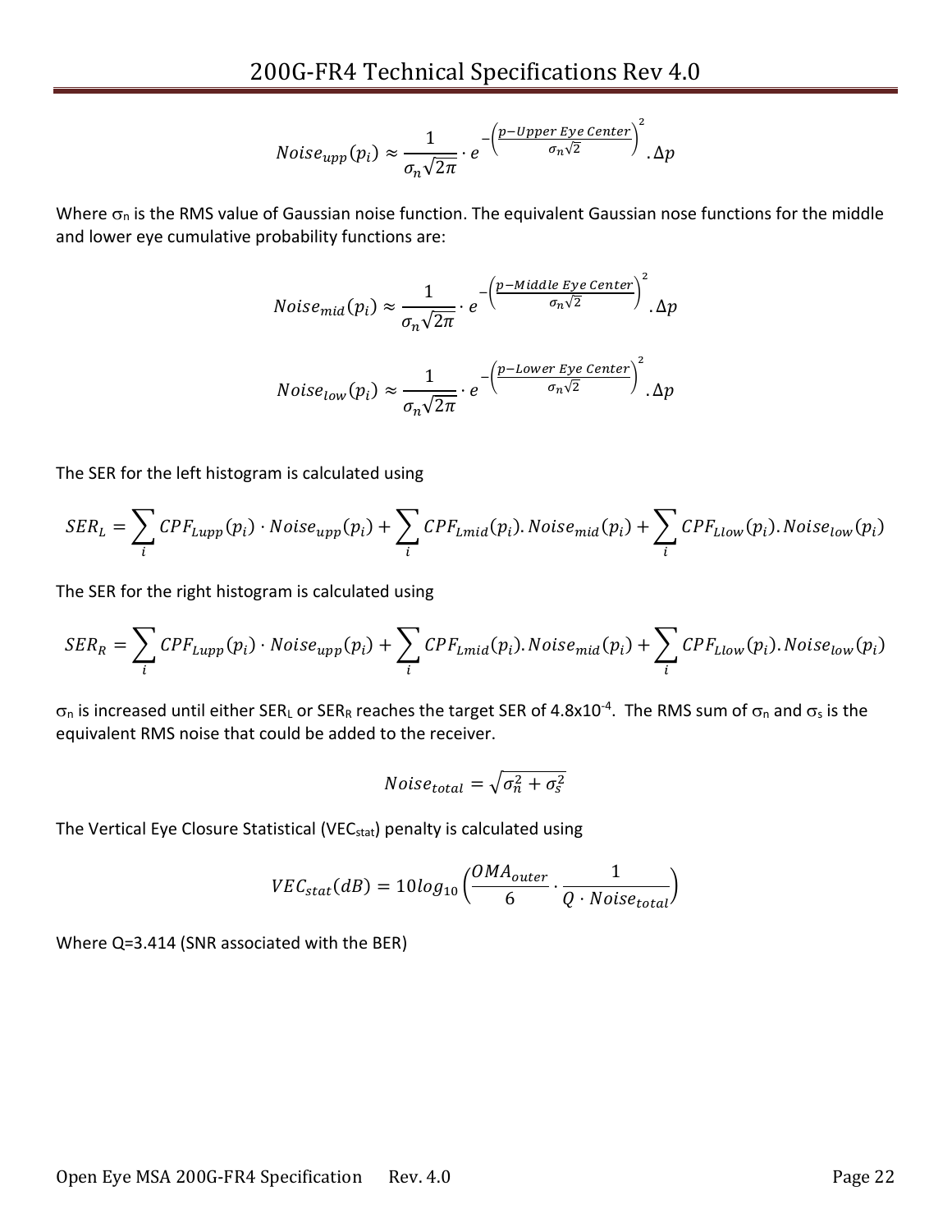$$Noise_{upp}(p_i) \approx \frac{1}{\sigma_n\sqrt{2\pi}} \cdot e^{-\left(\frac{p-Upper\ Eye\ Center}{\sigma_n\sqrt{2}}\right)^2} . \Delta p$$

Where $\sigma_n$ is the RMS value of Gaussian noise function. The equivalent Gaussian nose functions for the middle and lower eye cumulative probability functions are:

$$Noise_{mid}(p_i) \approx \frac{1}{\sigma_n\sqrt{2\pi}} \cdot e^{-\left(\frac{p-Middle\ Eye\ Center}{\sigma_n\sqrt{2}}\right)^2} . \Delta p$$

$$Noise_{low}(p_i) \approx \frac{1}{\sigma_n\sqrt{2\pi}} \cdot e^{-\left(\frac{p-Lower\ Eye\ Center}{\sigma_n\sqrt{2}}\right)^2} . \Delta p$$

The SER for the left histogram is calculated using

$$SER_L = \sum_i CPF_{Lupp}(p_i) \cdot Noise_{upp}(p_i) + \sum_i CPF_{Lmid}(p_i). Noise_{mid}(p_i) + \sum_i CPF_{Llow}(p_i). Noise_{low}(p_i)$$

The SER for the right histogram is calculated using

$$SER_R = \sum_i CPF_{Lupp}(p_i) \cdot Noise_{upp}(p_i) + \sum_i CPF_{Lmid}(p_i). Noise_{mid}(p_i) + \sum_i CPF_{Llow}(p_i). Noise_{low}(p_i)$$

$\sigma_n$ is increased until either $SER_L$ or $SER_R$ reaches the target SER of $4.8 \times 10^{-4}$. The RMS sum of $\sigma_n$ and $\sigma_s$ is the equivalent RMS noise that could be added to the receiver.

$$Noise_{total} = \sqrt{\sigma_n^2 + \sigma_s^2}$$

The Vertical Eye Closure Statistical ($VEC_{stat}$) penalty is calculated using

$$VEC_{stat}(dB) = 10log_{10}\left(\frac{OMA_{outer}}{6} \cdot \frac{1}{Q \cdot Noise_{total}}\right)$$

Where Q=3.414 (SNR associated with the BER)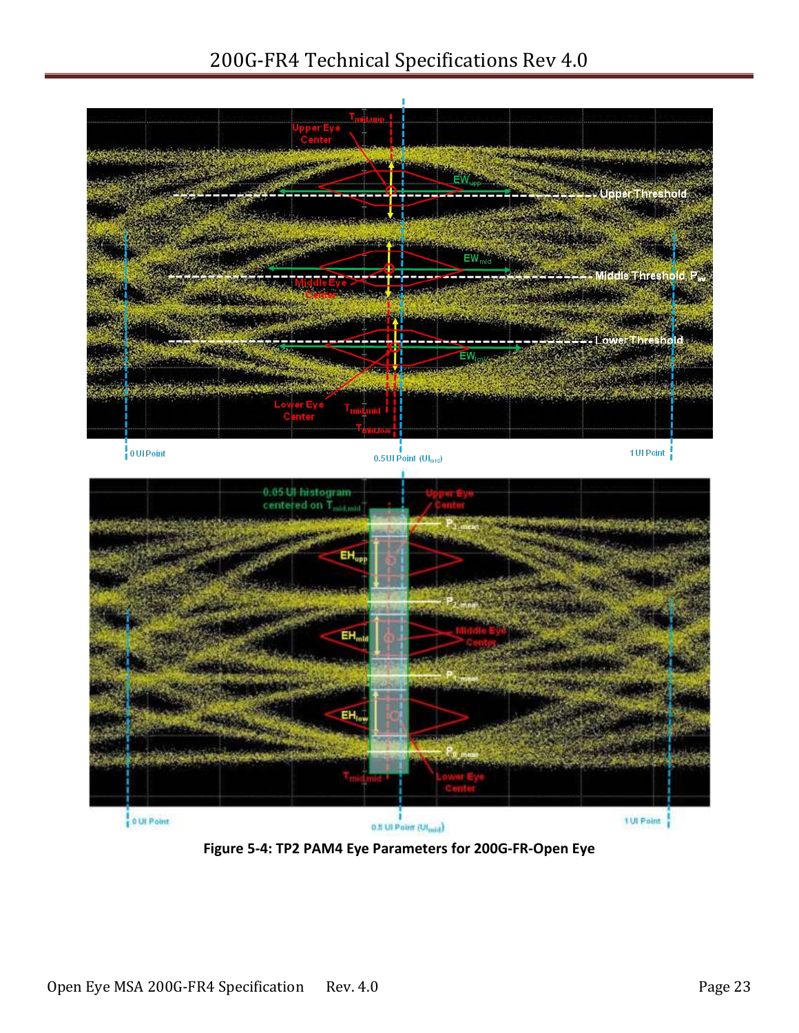**Figure 5-4: TP2 PAM4 Eye Parameters for 200G-FR-Open Eye**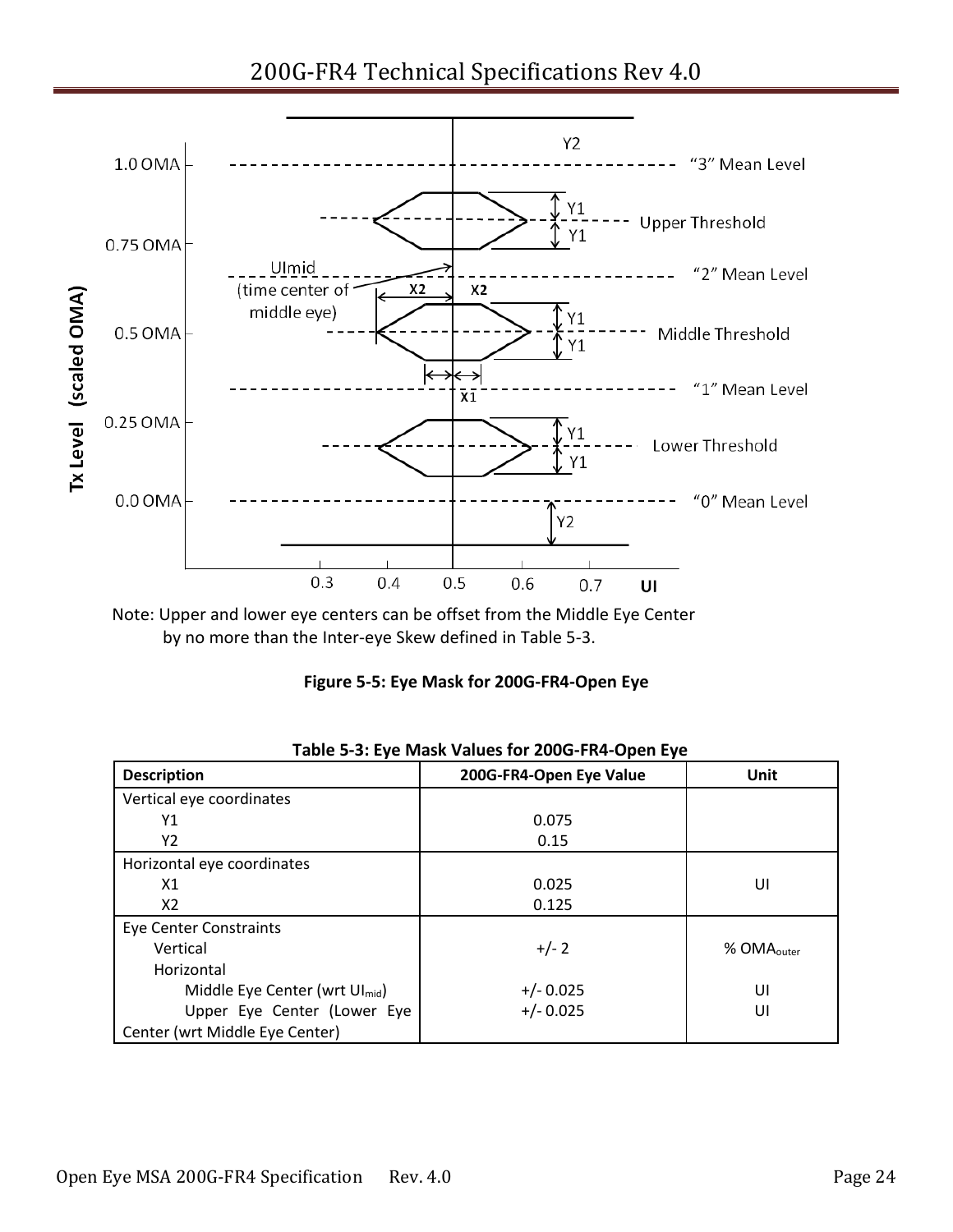Note: Upper and lower eye centers can be offset from the Middle Eye Center by no more than the Inter-eye Skew defined in Table 5-3.

**Figure 5-5: Eye Mask for 200G-FR4-Open Eye**

**Table 5-3: Eye Mask Values for 200G-FR4-Open Eye**

| Description | 200G-FR4-Open Eye Value | Unit |
|---|---|---|
| Vertical eye coordinates | | |
| Y1 | 0.075 | |
| Y2 | 0.15 | |
| Horizontal eye coordinates | | |
| X1 | 0.025 | UI |
| X2 | 0.125 | |
| Eye Center Constraints | | |
| Vertical | +/- 2 | % $OMA_{outer}$ |
| Horizontal | | |
| Middle Eye Center (wrt $UI_{mid}$) | +/- 0.025 | UI |
| Upper Eye Center (Lower Eye Center (wrt Middle Eye Center) | +/- 0.025 | UI |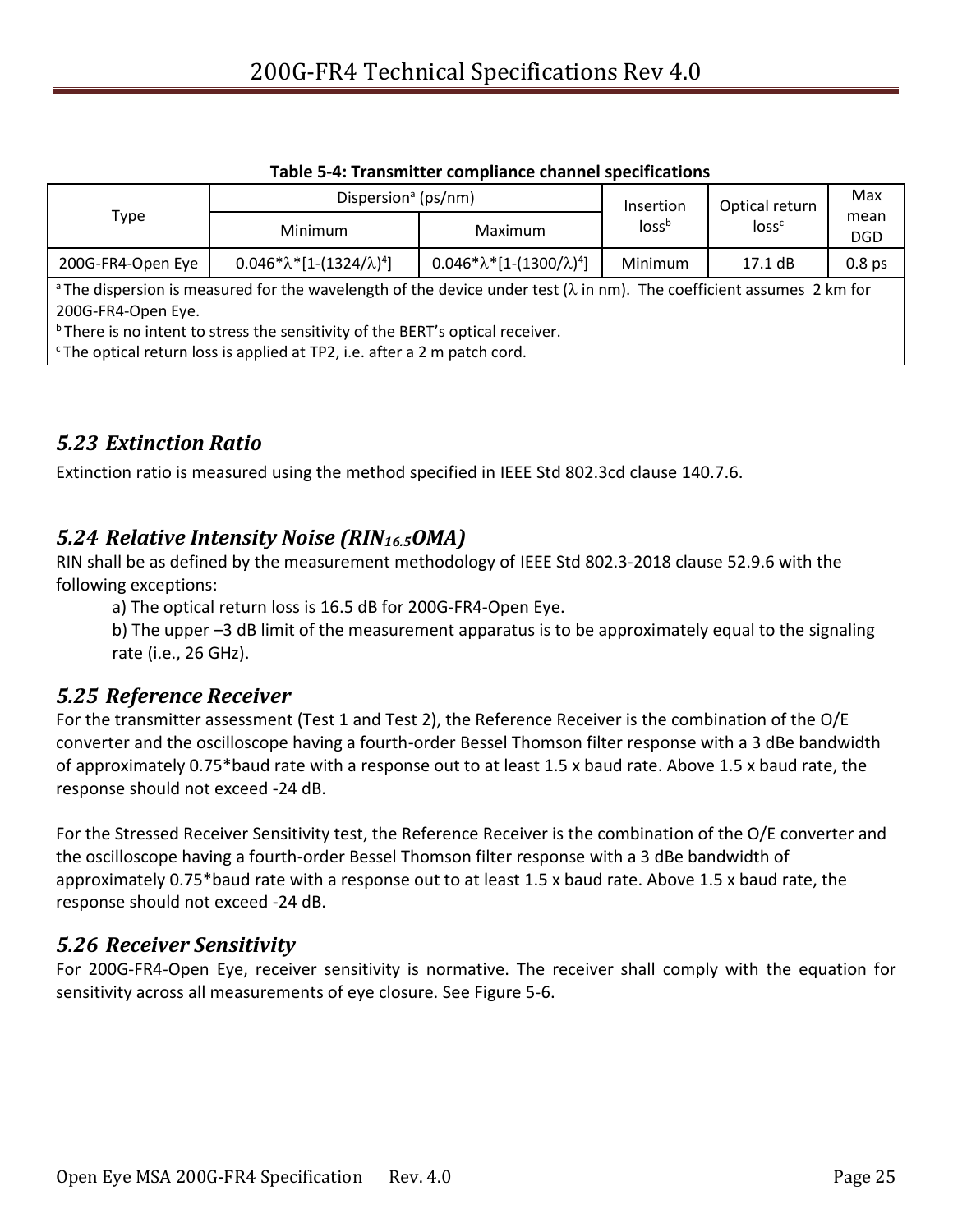**Table 5-4: Transmitter compliance channel specifications**

| Type | Dispersion[a] (ps/nm) | | Insertion loss[b] | Optical return loss[c] | Max mean DGD |
|---|---|---|---|---|---|
| | Minimum | Maximum | | | |
| 200G-FR4-Open Eye | $0.046*\lambda*[1-(1324/\lambda)^4]$ | $0.046*\lambda*[1-(1300/\lambda)^4]$ | Minimum | 17.1 dB | 0.8 ps |

[a] The dispersion is measured for the wavelength of the device under test ($\lambda$ in nm). The coefficient assumes 2 km for 200G-FR4-Open Eye.
[b] There is no intent to stress the sensitivity of the BERT's optical receiver.
[c] The optical return loss is applied at TP2, i.e. after a 2 m patch cord.

## *5.23 Extinction Ratio*

Extinction ratio is measured using the method specified in IEEE Std 802.3cd clause 140.7.6.

## *5.24 Relative Intensity Noise ($RIN_{16.5}OMA$)*

RIN shall be as defined by the measurement methodology of IEEE Std 802.3-2018 clause 52.9.6 with the following exceptions:

a) The optical return loss is 16.5 dB for 200G-FR4-Open Eye.

b) The upper –3 dB limit of the measurement apparatus is to be approximately equal to the signaling rate (i.e., 26 GHz).

## *5.25 Reference Receiver*

For the transmitter assessment (Test 1 and Test 2), the Reference Receiver is the combination of the O/E converter and the oscilloscope having a fourth-order Bessel Thomson filter response with a 3 dBe bandwidth of approximately 0.75*baud rate with a response out to at least 1.5 x baud rate. Above 1.5 x baud rate, the response should not exceed -24 dB.

For the Stressed Receiver Sensitivity test, the Reference Receiver is the combination of the O/E converter and the oscilloscope having a fourth-order Bessel Thomson filter response with a 3 dBe bandwidth of approximately 0.75*baud rate with a response out to at least 1.5 x baud rate. Above 1.5 x baud rate, the response should not exceed -24 dB.

## *5.26 Receiver Sensitivity*

For 200G-FR4-Open Eye, receiver sensitivity is normative. The receiver shall comply with the equation for sensitivity across all measurements of eye closure. See Figure 5-6.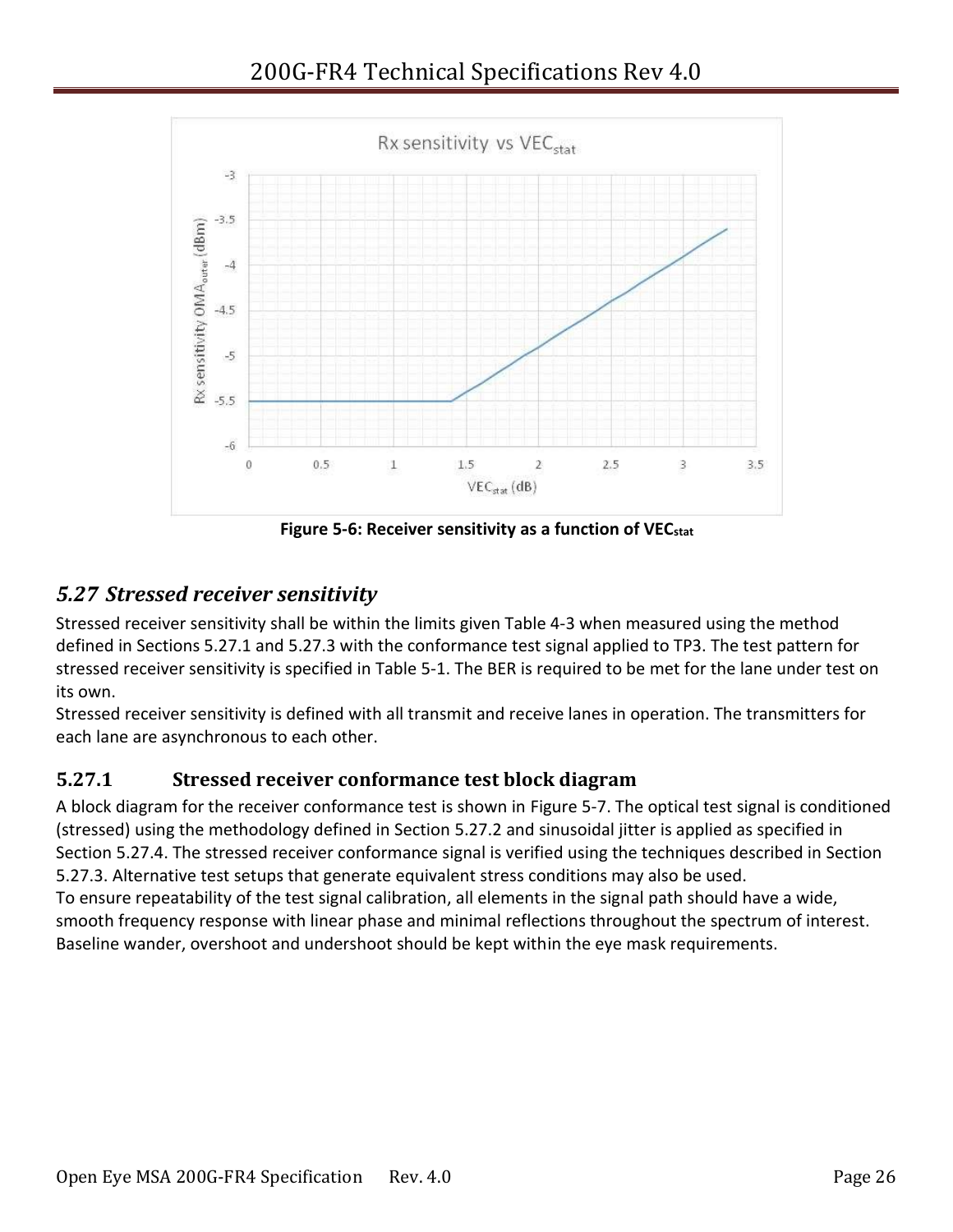Figure 5-6: Receiver sensitivity as a function of $VEC_{stat}$

## 5.27 *Stressed receiver sensitivity*

Stressed receiver sensitivity shall be within the limits given Table 4-3 when measured using the method defined in Sections 5.27.1 and 5.27.3 with the conformance test signal applied to TP3. The test pattern for stressed receiver sensitivity is specified in Table 5-1. The BER is required to be met for the lane under test on its own.

Stressed receiver sensitivity is defined with all transmit and receive lanes in operation. The transmitters for each lane are asynchronous to each other.

### 5.27.1 Stressed receiver conformance test block diagram

A block diagram for the receiver conformance test is shown in Figure 5-7. The optical test signal is conditioned (stressed) using the methodology defined in Section 5.27.2 and sinusoidal jitter is applied as specified in Section 5.27.4. The stressed receiver conformance signal is verified using the techniques described in Section 5.27.3. Alternative test setups that generate equivalent stress conditions may also be used.

To ensure repeatability of the test signal calibration, all elements in the signal path should have a wide, smooth frequency response with linear phase and minimal reflections throughout the spectrum of interest. Baseline wander, overshoot and undershoot should be kept within the eye mask requirements.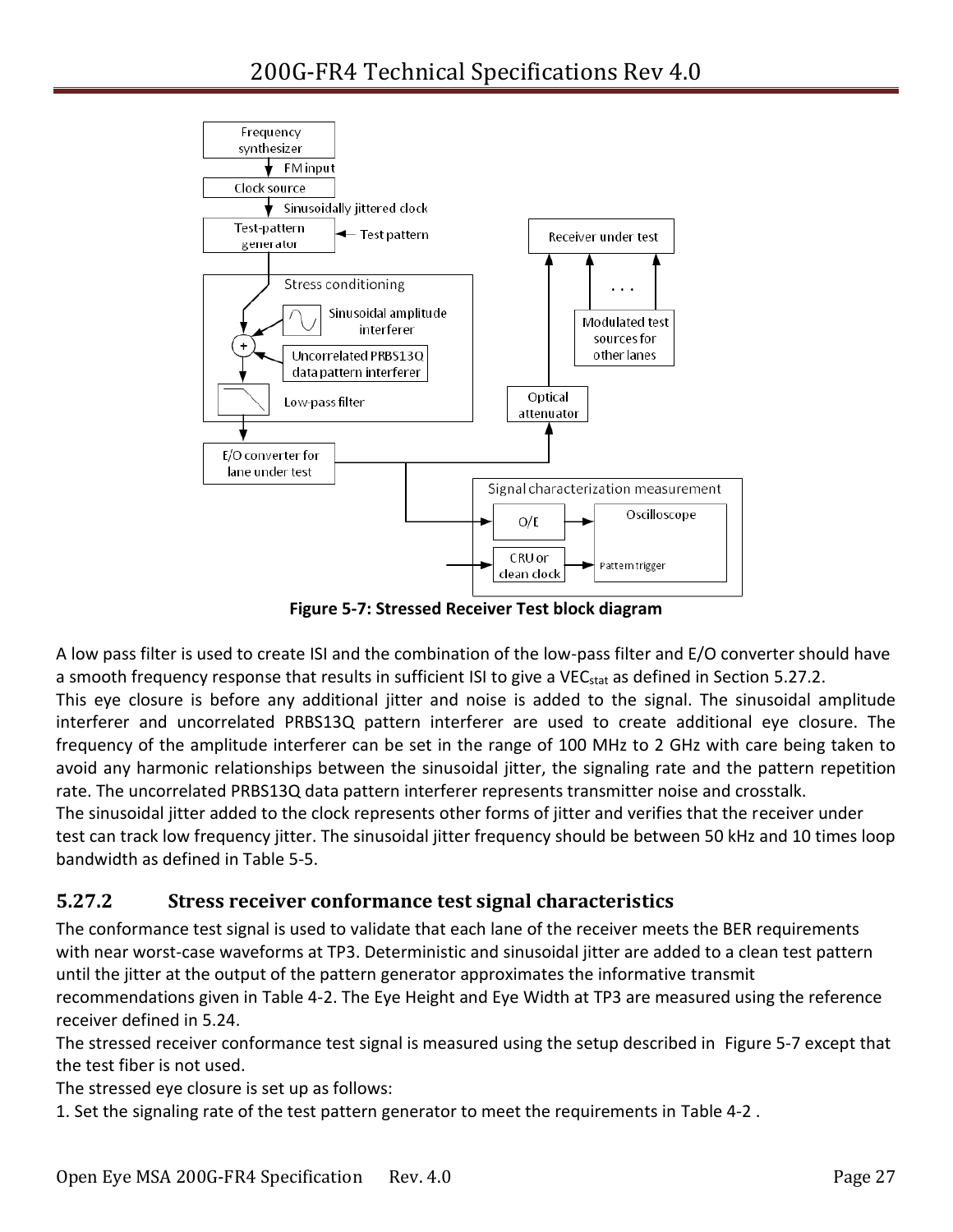Figure 5-7: Stressed Receiver Test block diagram

A low pass filter is used to create ISI and the combination of the low-pass filter and E/O converter should have a smooth frequency response that results in sufficient ISI to give a $VEC_{stat}$ as defined in Section 5.27.2.
This eye closure is before any additional jitter and noise is added to the signal. The sinusoidal amplitude interferer and uncorrelated PRBS13Q pattern interferer are used to create additional eye closure. The frequency of the amplitude interferer can be set in the range of 100 MHz to 2 GHz with care being taken to avoid any harmonic relationships between the sinusoidal jitter, the signaling rate and the pattern repetition rate. The uncorrelated PRBS13Q data pattern interferer represents transmitter noise and crosstalk.
The sinusoidal jitter added to the clock represents other forms of jitter and verifies that the receiver under test can track low frequency jitter. The sinusoidal jitter frequency should be between 50 kHz and 10 times loop bandwidth as defined in Table 5-5.

### 5.27.2 Stress receiver conformance test signal characteristics

The conformance test signal is used to validate that each lane of the receiver meets the BER requirements with near worst-case waveforms at TP3. Deterministic and sinusoidal jitter are added to a clean test pattern until the jitter at the output of the pattern generator approximates the informative transmit recommendations given in Table 4-2. The Eye Height and Eye Width at TP3 are measured using the reference receiver defined in 5.24.
The stressed receiver conformance test signal is measured using the setup described in Figure 5-7 except that the test fiber is not used.
The stressed eye closure is set up as follows:
1. Set the signaling rate of the test pattern generator to meet the requirements in Table 4-2 .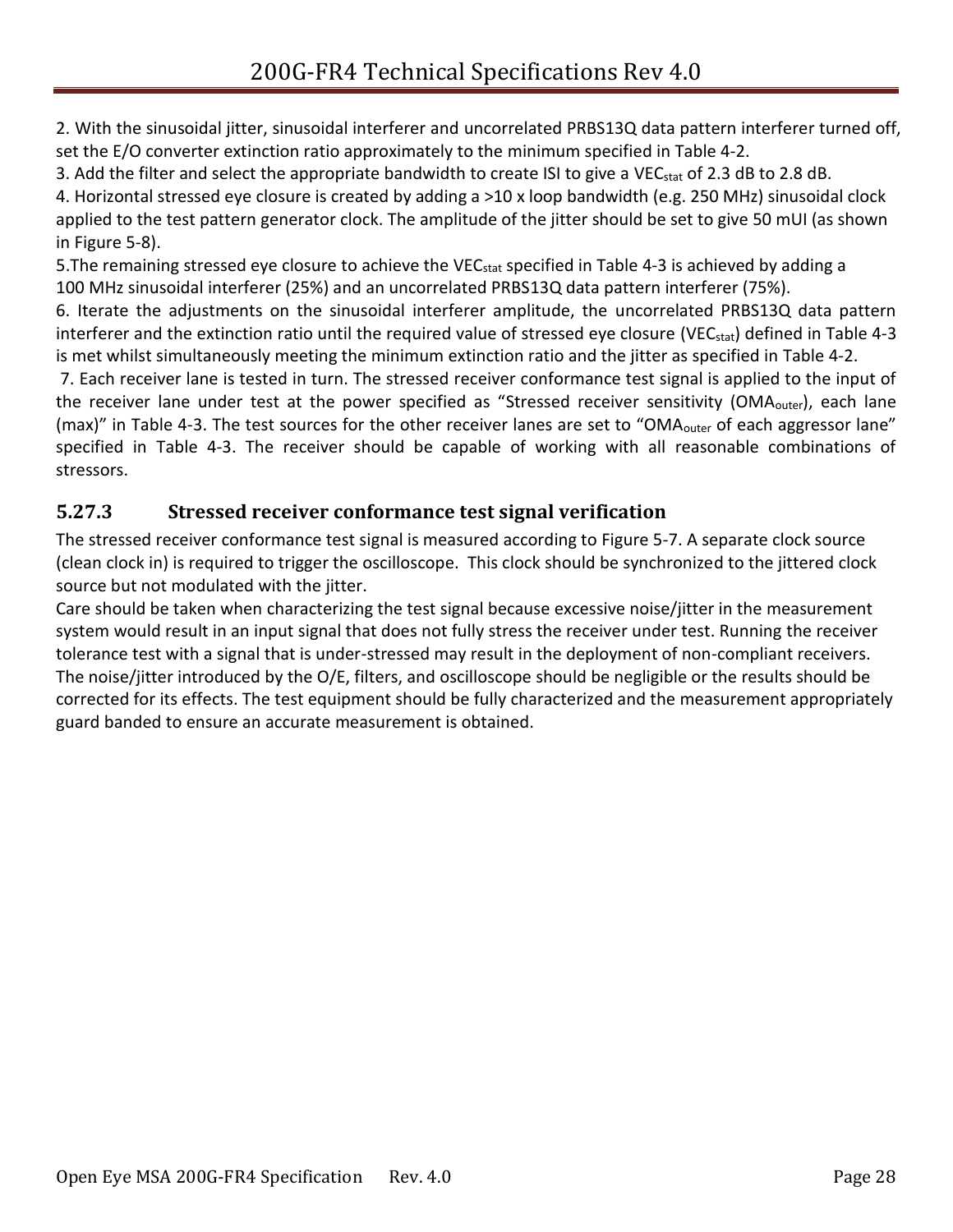2. With the sinusoidal jitter, sinusoidal interferer and uncorrelated PRBS13Q data pattern interferer turned off, set the E/O converter extinction ratio approximately to the minimum specified in Table 4-2.

3. Add the filter and select the appropriate bandwidth to create ISI to give a $VEC_{stat}$ of 2.3 dB to 2.8 dB.

4. Horizontal stressed eye closure is created by adding a >10 x loop bandwidth (e.g. 250 MHz) sinusoidal clock applied to the test pattern generator clock. The amplitude of the jitter should be set to give 50 mUI (as shown in Figure 5-8).

5.The remaining stressed eye closure to achieve the $VEC_{stat}$ specified in Table 4-3 is achieved by adding a 100 MHz sinusoidal interferer (25%) and an uncorrelated PRBS13Q data pattern interferer (75%).

6. Iterate the adjustments on the sinusoidal interferer amplitude, the uncorrelated PRBS13Q data pattern interferer and the extinction ratio until the required value of stressed eye closure ($VEC_{stat}$) defined in Table 4-3 is met whilst simultaneously meeting the minimum extinction ratio and the jitter as specified in Table 4-2.

7. Each receiver lane is tested in turn. The stressed receiver conformance test signal is applied to the input of the receiver lane under test at the power specified as "Stressed receiver sensitivity ($OMA_{outer}$), each lane (max)" in Table 4-3. The test sources for the other receiver lanes are set to "$OMA_{outer}$ of each aggressor lane" specified in Table 4-3. The receiver should be capable of working with all reasonable combinations of stressors.

### 5.27.3 Stressed receiver conformance test signal verification

The stressed receiver conformance test signal is measured according to Figure 5-7. A separate clock source (clean clock in) is required to trigger the oscilloscope. This clock should be synchronized to the jittered clock source but not modulated with the jitter.

Care should be taken when characterizing the test signal because excessive noise/jitter in the measurement system would result in an input signal that does not fully stress the receiver under test. Running the receiver tolerance test with a signal that is under-stressed may result in the deployment of non-compliant receivers. The noise/jitter introduced by the O/E, filters, and oscilloscope should be negligible or the results should be corrected for its effects. The test equipment should be fully characterized and the measurement appropriately guard banded to ensure an accurate measurement is obtained.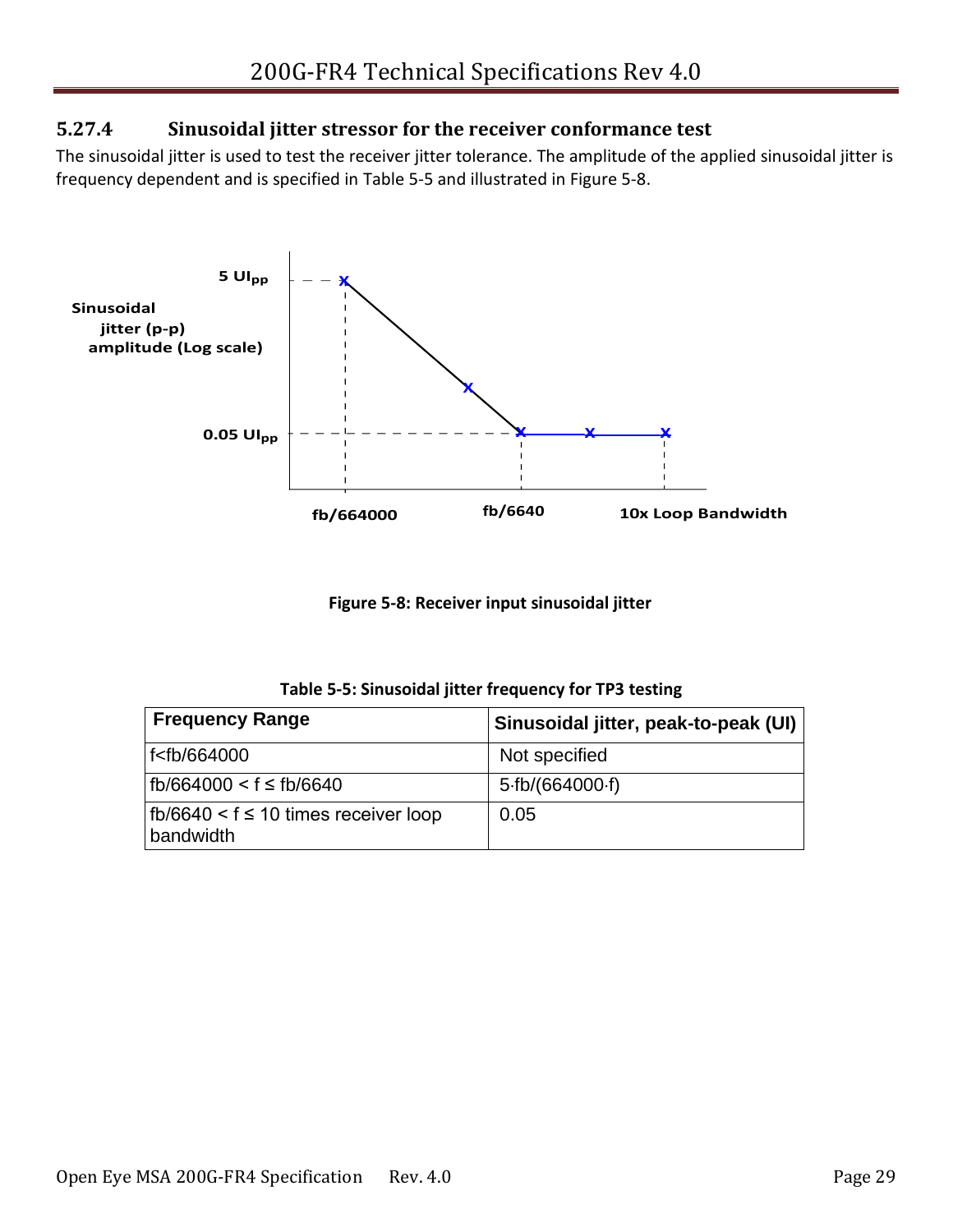### 5.27.4 Sinusoidal jitter stressor for the receiver conformance test

The sinusoidal jitter is used to test the receiver jitter tolerance. The amplitude of the applied sinusoidal jitter is frequency dependent and is specified in Table 5-5 and illustrated in Figure 5-8.

Figure 5-8: Receiver input sinusoidal jitter

Table 5-5: Sinusoidal jitter frequency for TP3 testing

| Frequency Range | Sinusoidal jitter, peak-to-peak (UI) |
|---|---|
| f<fb/664000 | Not specified |
| fb/664000 < f ≤ fb/6640 | 5·fb/(664000·f) |
| fb/6640 < f ≤ 10 times receiver loop bandwidth | 0.05 |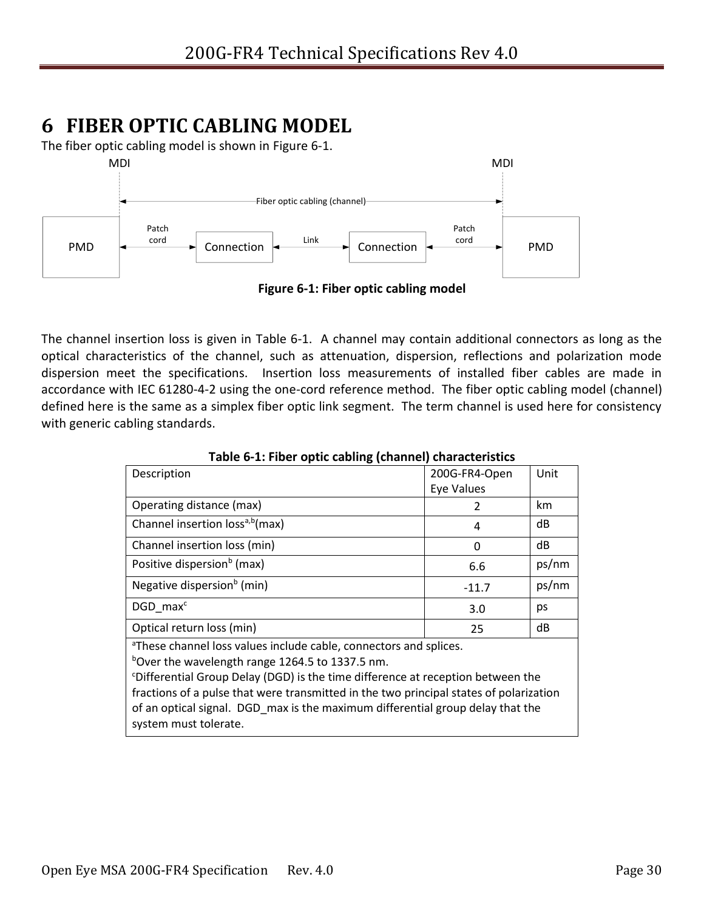# 6 FIBER OPTIC CABLING MODEL

The fiber optic cabling model is shown in Figure 6-1.

Figure 6-1: Fiber optic cabling model

The channel insertion loss is given in Table 6-1. A channel may contain additional connectors as long as the optical characteristics of the channel, such as attenuation, dispersion, reflections and polarization mode dispersion meet the specifications. Insertion loss measurements of installed fiber cables are made in accordance with IEC 61280-4-2 using the one-cord reference method. The fiber optic cabling model (channel) defined here is the same as a simplex fiber optic link segment. The term channel is used here for consistency with generic cabling standards.

**Table 6-1: Fiber optic cabling (channel) characteristics**

| Description | 200G-FR4-Open Eye Values | Unit |
|---|---|---|
| Operating distance (max) | 2 | km |
| Channel insertion loss[a,b](max) | 4 | dB |
| Channel insertion loss (min) | 0 | dB |
| Positive dispersion[b] (max) | 6.6 | ps/nm |
| Negative dispersion[b] (min) | -11.7 | ps/nm |
| DGD_max[c] | 3.0 | ps |
| Optical return loss (min) | 25 | dB |
| [a]These channel loss values include cable, connectors and splices.<br>[b]Over the wavelength range 1264.5 to 1337.5 nm.<br>[c]Differential Group Delay (DGD) is the time difference at reception between the fractions of a pulse that were transmitted in the two principal states of polarization of an optical signal. DGD_max is the maximum differential group delay that the system must tolerate. | | |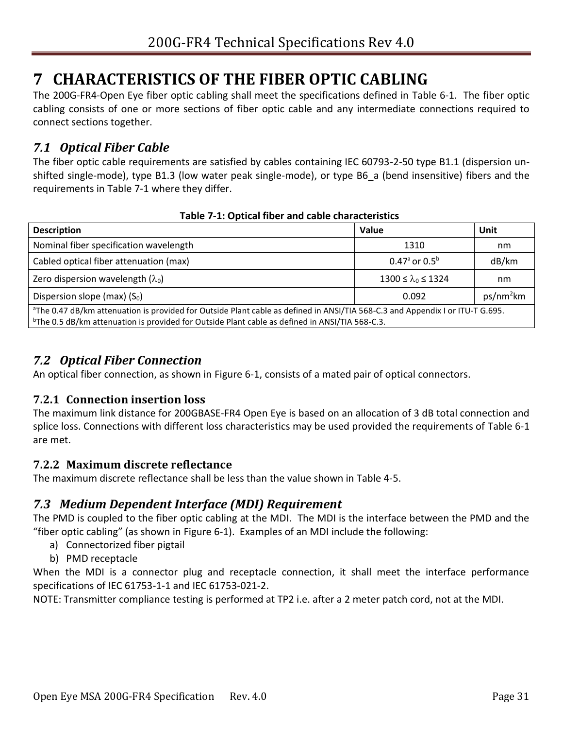# 7 CHARACTERISTICS OF THE FIBER OPTIC CABLING

The 200G-FR4-Open Eye fiber optic cabling shall meet the specifications defined in Table 6-1. The fiber optic cabling consists of one or more sections of fiber optic cable and any intermediate connections required to connect sections together.

## *7.1 Optical Fiber Cable*

The fiber optic cable requirements are satisfied by cables containing IEC 60793-2-50 type B1.1 (dispersion un-shifted single-mode), type B1.3 (low water peak single-mode), or type B6_a (bend insensitive) fibers and the requirements in Table 7-1 where they differ.

**Table 7-1: Optical fiber and cable characteristics**

| Description | Value | Unit |
|---|---|---|
| Nominal fiber specification wavelength | 1310 | nm |
| Cabled optical fiber attenuation (max) | 0.47[a] or 0.5[b] | dB/km |
| Zero dispersion wavelength ($\lambda_0$) | $1300 \leq \lambda_0 \leq 1324$ | nm |
| Dispersion slope (max) ($S_0$) | 0.092 | ps/nm$^2$km |
| [a]The 0.47 dB/km attenuation is provided for Outside Plant cable as defined in ANSI/TIA 568-C.3 and Appendix I or ITU-T G.695. [b]The 0.5 dB/km attenuation is provided for Outside Plant cable as defined in ANSI/TIA 568-C.3. | | |

## *7.2 Optical Fiber Connection*

An optical fiber connection, as shown in Figure 6-1, consists of a mated pair of optical connectors.

### 7.2.1 Connection insertion loss

The maximum link distance for 200GBASE-FR4 Open Eye is based on an allocation of 3 dB total connection and splice loss. Connections with different loss characteristics may be used provided the requirements of Table 6-1 are met.

### 7.2.2 Maximum discrete reflectance

The maximum discrete reflectance shall be less than the value shown in Table 4-5.

## *7.3 Medium Dependent Interface (MDI) Requirement*

The PMD is coupled to the fiber optic cabling at the MDI. The MDI is the interface between the PMD and the "fiber optic cabling" (as shown in Figure 6-1). Examples of an MDI include the following:

a) Connectorized fiber pigtail
b) PMD receptacle

When the MDI is a connector plug and receptacle connection, it shall meet the interface performance specifications of IEC 61753-1-1 and IEC 61753-021-2.

NOTE: Transmitter compliance testing is performed at TP2 i.e. after a 2 meter patch cord, not at the MDI.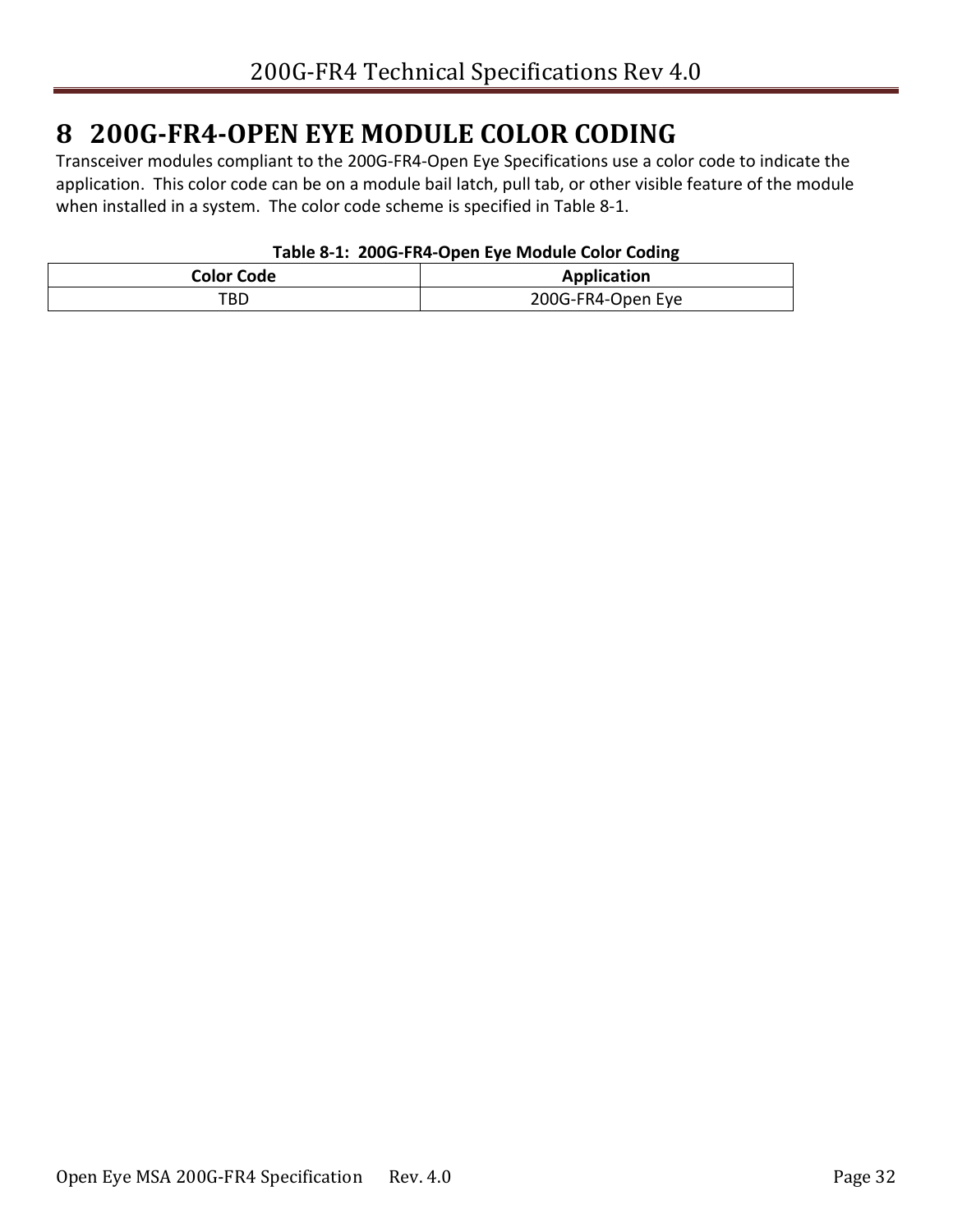# 8 200G-FR4-OPEN EYE MODULE COLOR CODING

Transceiver modules compliant to the 200G-FR4-Open Eye Specifications use a color code to indicate the application. This color code can be on a module bail latch, pull tab, or other visible feature of the module when installed in a system. The color code scheme is specified in Table 8-1.

**Table 8-1: 200G-FR4-Open Eye Module Color Coding**

| Color Code | Application |
|---|---|
| TBD | 200G-FR4-Open Eye |